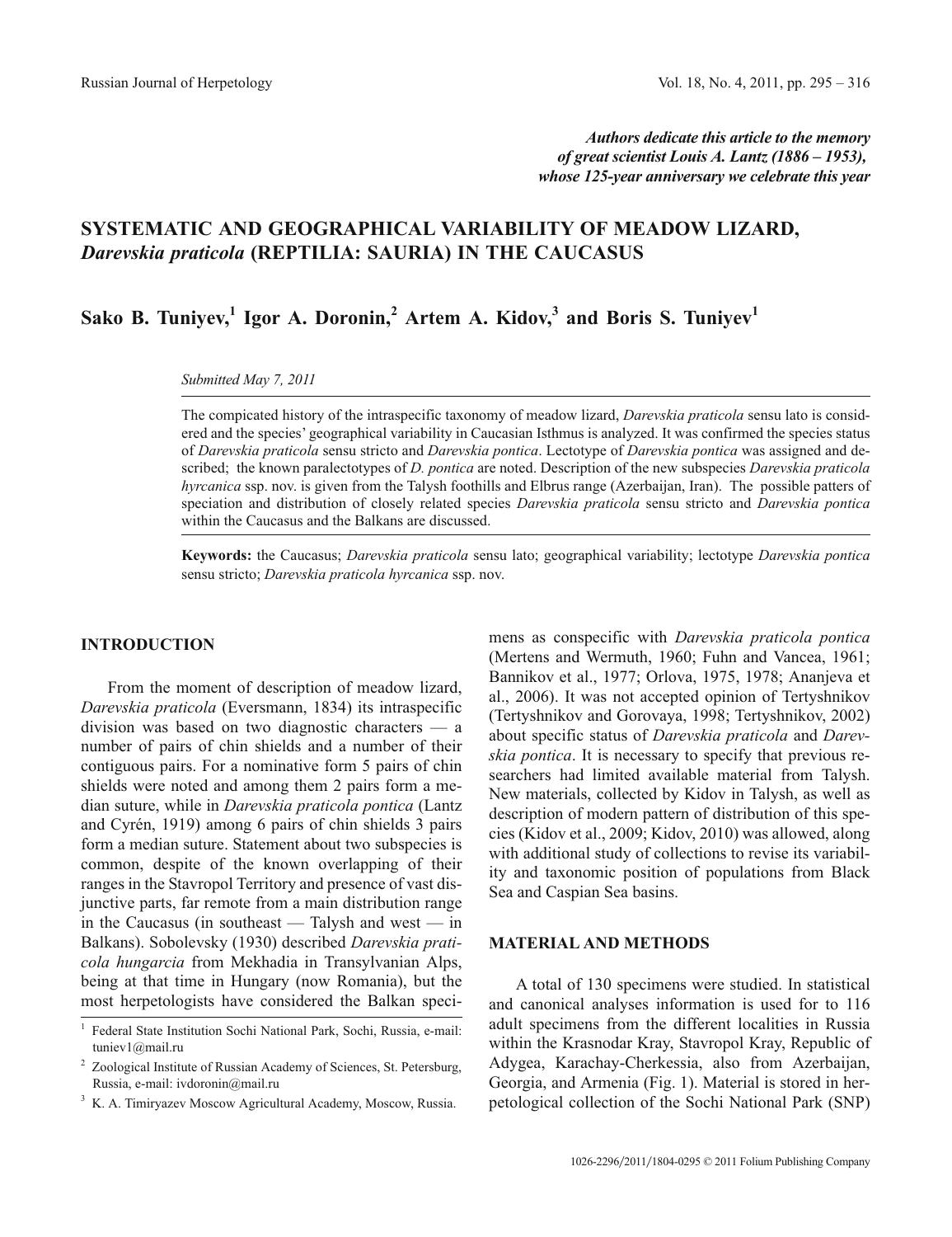*Authors dedicate this article to the memory of great scientist Louis A. Lantz (1886 – 1953), whose 125-year anniversary we celebrate this year*

# SYSTEMATIC AND GEOGRAPHICAL VARIABILITY OF MEADOW LIZARD, *Darevskia praticola* (REPTILIA: SAURIA) IN THE CAUCASUS

**Sako B. Tuniyev,[1] Igor A. Doronin,[2] Artem A. Kidov,[3] and Boris S. Tuniyev[1]**

*Submitted May 7, 2011*

The compicated history of the intraspecific taxonomy of meadow lizard, *Darevskia praticola* sensu lato is considered and the species' geographical variability in Caucasian Isthmus is analyzed. It was confirmed the species status of *Darevskia praticola* sensu stricto and *Darevskia pontica*. Lectotype of *Darevskia pontica* was assigned and described; the known paralectotypes of *D. pontica* are noted. Description of the new subspecies *Darevskia praticola hyrcanica* ssp. nov. is given from the Talysh foothills and Elbrus range (Azerbaijan, Iran). The possible patters of speciation and distribution of closely related species *Darevskia praticola* sensu stricto and *Darevskia pontica* within the Caucasus and the Balkans are discussed.

**Keywords:** the Caucasus; *Darevskia praticola* sensu lato; geographical variability; lectotype *Darevskia pontica* sensu stricto; *Darevskia praticola hyrcanica* ssp. nov.

## INTRODUCTION

From the moment of description of meadow lizard, *Darevskia praticola* (Eversmann, 1834) its intraspecific division was based on two diagnostic characters — a number of pairs of chin shields and a number of their contiguous pairs. For a nominative form 5 pairs of chin shields were noted and among them 2 pairs form a median suture, while in *Darevskia praticola pontica* (Lantz and Cyrén, 1919) among 6 pairs of chin shields 3 pairs form a median suture. Statement about two subspecies is common, despite of the known overlapping of their ranges in the Stavropol Territory and presence of vast disjunctive parts, far remote from a main distribution range in the Caucasus (in southeast — Talysh and west — in Balkans). Sobolevsky (1930) described *Darevskia praticola hungarcia* from Mekhadia in Transylvanian Alps, being at that time in Hungary (now Romania), but the most herpetologists have considered the Balkan specimens as conspecific with *Darevskia praticola pontica* (Mertens and Wermuth, 1960; Fuhn and Vancea, 1961; Bannikov et al., 1977; Orlova, 1975, 1978; Ananjeva et al., 2006). It was not accepted opinion of Tertyshnikov (Tertyshnikov and Gorovaya, 1998; Tertyshnikov, 2002) about specific status of *Darevskia praticola* and *Darevskia pontica*. It is necessary to specify that previous researchers had limited available material from Talysh. New materials, collected by Kidov in Talysh, as well as description of modern pattern of distribution of this species (Kidov et al., 2009; Kidov, 2010) was allowed, along with additional study of collections to revise its variability and taxonomic position of populations from Black Sea and Caspian Sea basins.

## MATERIAL AND METHODS

A total of 130 specimens were studied. In statistical and canonical analyses information is used for to 116 adult specimens from the different localities in Russia within the Krasnodar Kray, Stavropol Kray, Republic of Adygea, Karachay-Cherkessia, also from Azerbaijan, Georgia, and Armenia (Fig. 1). Material is stored in herpetological collection of the Sochi National Park (SNP)

[1] Federal State Institution Sochi National Park, Sochi, Russia, e-mail: tuniev1@mail.ru

[2] Zoological Institute of Russian Academy of Sciences, St. Petersburg, Russia, e-mail: ivdoronin@mail.ru

[3] K. A. Timiryazev Moscow Agricultural Academy, Moscow, Russia.

1026-2296/2011/1804-0295 © 2011 Folium Publishing Company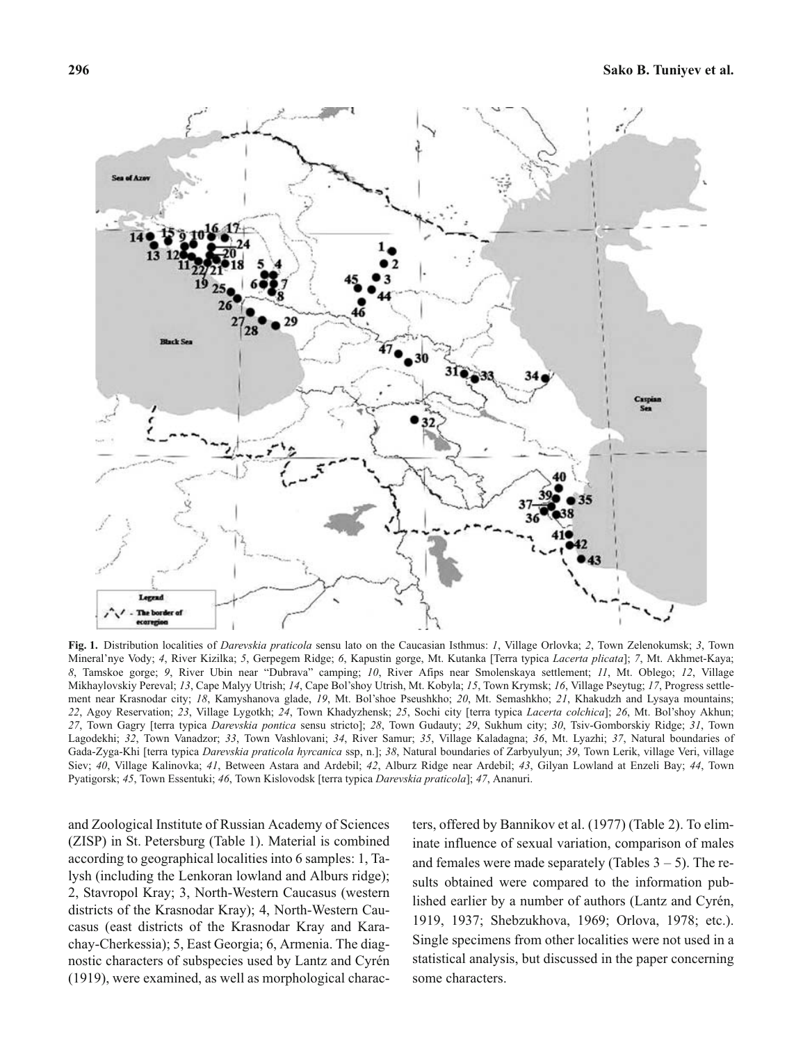**Fig. 1.** Distribution localities of *Darevskia praticola* sensu lato on the Caucasian Isthmus: *1*, Village Orlovka; *2*, Town Zelenokumsk; *3*, Town Mineral'nye Vody; *4*, River Kizilka; *5*, Gerpegem Ridge; *6*, Kapustin gorge, Mt. Kutanka [Terra typica *Lacerta plicata*]; *7*, Mt. Akhmet-Kaya; *8*, Tamskoe gorge; *9*, River Ubin near "Dubrava" camping; *10*, River Afips near Smolenskaya settlement; *11*, Mt. Oblego; *12*, Village Mikhaylovskiy Pereval; *13*, Cape Malyy Utrish; *14*, Cape Bol'shoy Utrish, Mt. Kobyla; *15*, Town Krymsk; *16*, Village Pseytug; *17*, Progress settlement near Krasnodar city; *18*, Kamyshanova glade, *19*, Mt. Bol'shoe Pseushkho; *20*, Mt. Semashkho; *21*, Khakudzh and Lysaya mountains; *22*, Agoy Reservation; *23*, Village Lygotkh; *24*, Town Khadyzhensk; *25*, Sochi city [terra typica *Lacerta colchica*]; *26*, Mt. Bol'shoy Akhun; *27*, Town Gagry [terra typica *Darevskia pontica* sensu stricto]; *28*, Town Gudauty; *29*, Sukhum city; *30*, Tsiv-Gomborskiy Ridge; *31*, Town Lagodekhi; *32*, Town Vanadzor; *33*, Town Vashlovani; *34*, River Samur; *35*, Village Kaladagna; *36*, Mt. Lyazhi; *37*, Natural boundaries of Gada-Zyga-Khi [terra typica *Darevskia praticola hyrcanica* ssp, n.]; *38*, Natural boundaries of Zarbyulyun; *39*, Town Lerik, village Veri, village Siev; *40*, Village Kalinovka; *41*, Between Astara and Ardebil; *42*, Alburz Ridge near Ardebil; *43*, Gilyan Lowland at Enzeli Bay; *44*, Town Pyatigorsk; *45*, Town Essentuki; *46*, Town Kislovodsk [terra typica *Darevskia praticola*]; *47*, Ananuri.

and Zoological Institute of Russian Academy of Sciences (ZISP) in St. Petersburg (Table 1). Material is combined according to geographical localities into 6 samples: 1, Talysh (including the Lenkoran lowland and Alburs ridge); 2, Stavropol Kray; 3, North-Western Caucasus (western districts of the Krasnodar Kray); 4, North-Western Caucasus (east districts of the Krasnodar Kray and Karachay-Cherkessia); 5, East Georgia; 6, Armenia. The diagnostic characters of subspecies used by Lantz and Cyrén (1919), were examined, as well as morphological characters, offered by Bannikov et al. (1977) (Table 2). To eliminate influence of sexual variation, comparison of males and females were made separately (Tables 3 – 5). The results obtained were compared to the information published earlier by a number of authors (Lantz and Cyrén, 1919, 1937; Shebzukhova, 1969; Orlova, 1978; etc.). Single specimens from other localities were not used in a statistical analysis, but discussed in the paper concerning some characters.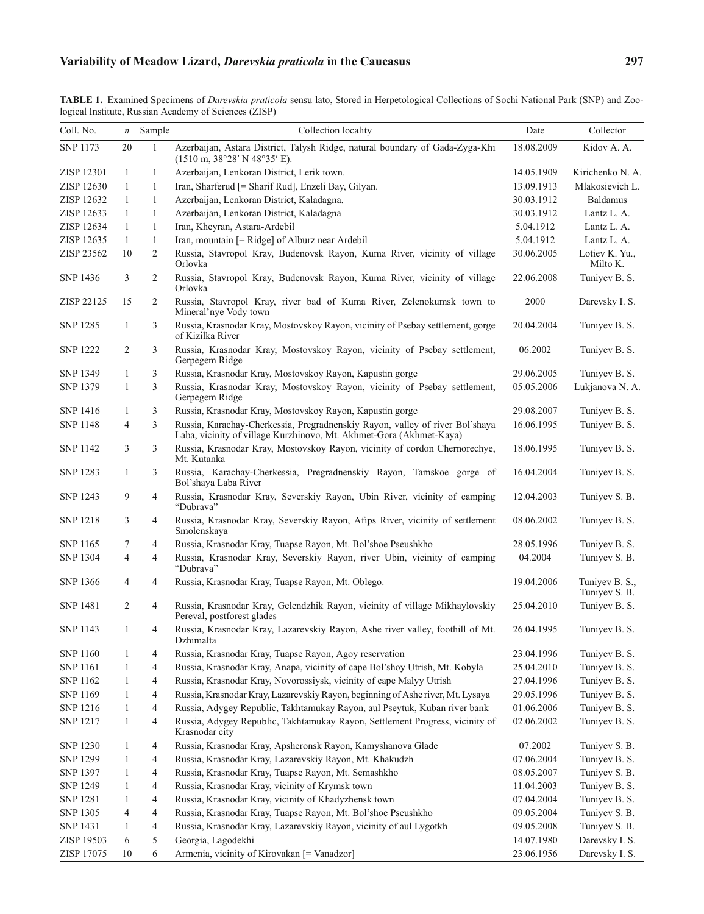**TABLE 1.** Examined Specimens of *Darevskia praticola* sensu lato, Stored in Herpetological Collections of Sochi National Park (SNP) and Zoological Institute, Russian Academy of Sciences (ZISP)

| Coll. No. | *n* | Sample | Collection locality | Date | Collector |
|---|---|---|---|---|---|
| SNP 1173 | 20 | 1 | Azerbaijan, Astara District, Talysh Ridge, natural boundary of Gada-Zyga-Khi (1510 m, 38°28′ N 48°35′ E). | 18.08.2009 | Kidov A. A. |
| ZISP 12301 | 1 | 1 | Azerbaijan, Lenkoran District, Lerik town. | 14.05.1909 | Kirichenko N. A. |
| ZISP 12630 | 1 | 1 | Iran, Sharferud [= Sharif Rud], Enzeli Bay, Gilyan. | 13.09.1913 | Mlakosievich L. |
| ZISP 12632 | 1 | 1 | Azerbaijan, Lenkoran District, Kaladagna. | 30.03.1912 | Baldamus |
| ZISP 12633 | 1 | 1 | Azerbaijan, Lenkoran District, Kaladagna | 30.03.1912 | Lantz L. A. |
| ZISP 12634 | 1 | 1 | Iran, Kheyran, Astara-Ardebil | 5.04.1912 | Lantz L. A. |
| ZISP 12635 | 1 | 1 | Iran, mountain [= Ridge] of Alburz near Ardebil | 5.04.1912 | Lantz L. A. |
| ZISP 23562 | 10 | 2 | Russia, Stavropol Kray, Budenovsk Rayon, Kuma River, vicinity of village Orlovka | 30.06.2005 | Lotiev K. Yu., Milto K. |
| SNP 1436 | 3 | 2 | Russia, Stavropol Kray, Budenovsk Rayon, Kuma River, vicinity of village Orlovka | 22.06.2008 | Tuniyev B. S. |
| ZISP 22125 | 15 | 2 | Russia, Stavropol Kray, river bad of Kuma River, Zelenokumsk town to Mineral'nye Vody town | 2000 | Darevsky I. S. |
| SNP 1285 | 1 | 3 | Russia, Krasnodar Kray, Mostovskoy Rayon, vicinity of Psebay settlement, gorge of Kizilka River | 20.04.2004 | Tuniyev B. S. |
| SNP 1222 | 2 | 3 | Russia, Krasnodar Kray, Mostovskoy Rayon, vicinity of Psebay settlement, Gerpegem Ridge | 06.2002 | Tuniyev B. S. |
| SNP 1349 | 1 | 3 | Russia, Krasnodar Kray, Mostovskoy Rayon, Kapustin gorge | 29.06.2005 | Tuniyev B. S. |
| SNP 1379 | 1 | 3 | Russia, Krasnodar Kray, Mostovskoy Rayon, vicinity of Psebay settlement, Gerpegem Ridge | 05.05.2006 | Lukjanova N. A. |
| SNP 1416 | 1 | 3 | Russia, Krasnodar Kray, Mostovskoy Rayon, Kapustin gorge | 29.08.2007 | Tuniyev B. S. |
| SNP 1148 | 4 | 3 | Russia, Karachay-Cherkessia, Pregradnenskiy Rayon, valley of river Bol'shaya Laba, vicinity of village Kurzhinovo, Mt. Akhmet-Gora (Akhmet-Kaya) | 16.06.1995 | Tuniyev B. S. |
| SNP 1142 | 3 | 3 | Russia, Krasnodar Kray, Mostovskoy Rayon, vicinity of cordon Chernorechye, Mt. Kutanka | 18.06.1995 | Tuniyev B. S. |
| SNP 1283 | 1 | 3 | Russia, Karachay-Cherkessia, Pregradnenskiy Rayon, Tamskoe gorge of Bol'shaya Laba River | 16.04.2004 | Tuniyev B. S. |
| SNP 1243 | 9 | 4 | Russia, Krasnodar Kray, Severskiy Rayon, Ubin River, vicinity of camping "Dubrava" | 12.04.2003 | Tuniyev S. B. |
| SNP 1218 | 3 | 4 | Russia, Krasnodar Kray, Severskiy Rayon, Afips River, vicinity of settlement Smolenskaya | 08.06.2002 | Tuniyev B. S. |
| SNP 1165 | 7 | 4 | Russia, Krasnodar Kray, Tuapse Rayon, Mt. Bol'shoe Pseushkho | 28.05.1996 | Tuniyev B. S. |
| SNP 1304 | 4 | 4 | Russia, Krasnodar Kray, Severskiy Rayon, river Ubin, vicinity of camping "Dubrava" | 04.2004 | Tuniyev S. B. |
| SNP 1366 | 4 | 4 | Russia, Krasnodar Kray, Tuapse Rayon, Mt. Oblego. | 19.04.2006 | Tuniyev B. S., Tuniyev S. B. |
| SNP 1481 | 2 | 4 | Russia, Krasnodar Kray, Gelendzhik Rayon, vicinity of village Mikhaylovskiy Pereval, postforest glades | 25.04.2010 | Tuniyev B. S. |
| SNP 1143 | 1 | 4 | Russia, Krasnodar Kray, Lazarevskiy Rayon, Ashe river valley, foothill of Mt. Dzhimalta | 26.04.1995 | Tuniyev B. S. |
| SNP 1160 | 1 | 4 | Russia, Krasnodar Kray, Tuapse Rayon, Agoy reservation | 23.04.1996 | Tuniyev B. S. |
| SNP 1161 | 1 | 4 | Russia, Krasnodar Kray, Anapa, vicinity of cape Bol'shoy Utrish, Mt. Kobyla | 25.04.2010 | Tuniyev B. S. |
| SNP 1162 | 1 | 4 | Russia, Krasnodar Kray, Novorossiysk, vicinity of cape Malyy Utrish | 27.04.1996 | Tuniyev B. S. |
| SNP 1169 | 1 | 4 | Russia, Krasnodar Kray, Lazarevskiy Rayon, beginning of Ashe river, Mt. Lysaya | 29.05.1996 | Tuniyev B. S. |
| SNP 1216 | 1 | 4 | Russia, Adygey Republic, Takhtamukay Rayon, aul Pseytuk, Kuban river bank | 01.06.2006 | Tuniyev B. S. |
| SNP 1217 | 1 | 4 | Russia, Adygey Republic, Takhtamukay Rayon, Settlement Progress, vicinity of Krasnodar city | 02.06.2002 | Tuniyev B. S. |
| SNP 1230 | 1 | 4 | Russia, Krasnodar Kray, Apsheronsk Rayon, Kamyshanova Glade | 07.2002 | Tuniyev S. B. |
| SNP 1299 | 1 | 4 | Russia, Krasnodar Kray, Lazarevskiy Rayon, Mt. Khakudzh | 07.06.2004 | Tuniyev B. S. |
| SNP 1397 | 1 | 4 | Russia, Krasnodar Kray, Tuapse Rayon, Mt. Semashkho | 08.05.2007 | Tuniyev S. B. |
| SNP 1249 | 1 | 4 | Russia, Krasnodar Kray, vicinity of Krymsk town | 11.04.2003 | Tuniyev B. S. |
| SNP 1281 | 1 | 4 | Russia, Krasnodar Kray, vicinity of Khadyzhensk town | 07.04.2004 | Tuniyev B. S. |
| SNP 1305 | 4 | 4 | Russia, Krasnodar Kray, Tuapse Rayon, Mt. Bol'shoe Pseushkho | 09.05.2004 | Tuniyev S. B. |
| SNP 1431 | 1 | 4 | Russia, Krasnodar Kray, Lazarevskiy Rayon, vicinity of aul Lygotkh | 09.05.2008 | Tuniyev S. B. |
| ZISP 19503 | 6 | 5 | Georgia, Lagodekhi | 14.07.1980 | Darevsky I. S. |
| ZISP 17075 | 10 | 6 | Armenia, vicinity of Kirovakan [= Vanadzor] | 23.06.1956 | Darevsky I. S. |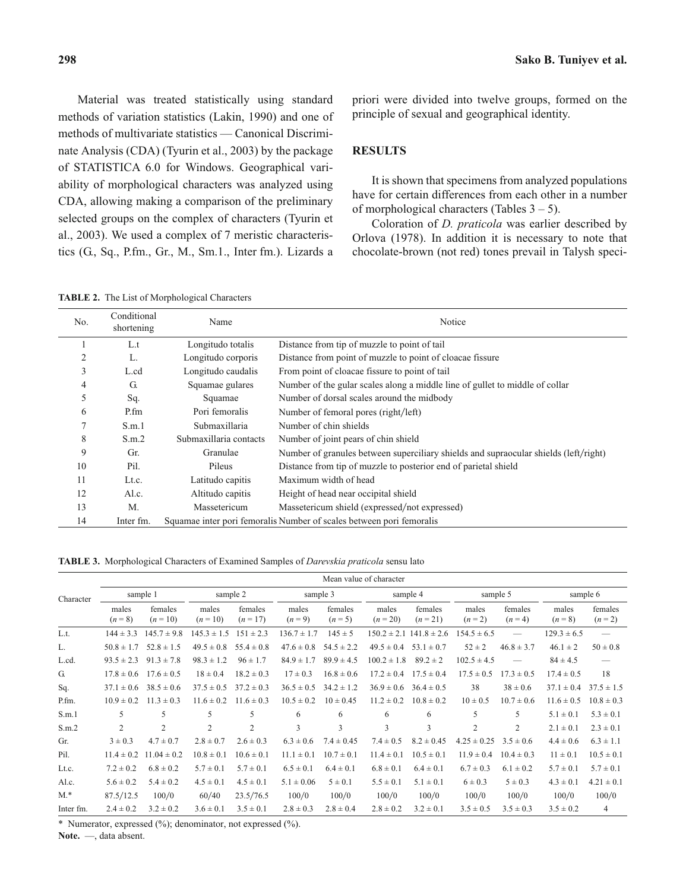Material was treated statistically using standard methods of variation statistics (Lakin, 1990) and one of methods of multivariate statistics — Canonical Discriminate Analysis (CDA) (Tyurin et al., 2003) by the package of STATISTICA 6.0 for Windows. Geographical variability of morphological characters was analyzed using CDA, allowing making a comparison of the preliminary selected groups on the complex of characters (Tyurin et al., 2003). We used a complex of 7 meristic characteristics (G., Sq., P.fm., Gr., M., Sm.1., Inter fm.). Lizards a priori were divided into twelve groups, formed on the principle of sexual and geographical identity.

## RESULTS

It is shown that specimens from analyzed populations have for certain differences from each other in a number of morphological characters (Tables 3 – 5).

Coloration of *D. praticola* was earlier described by Orlova (1978). In addition it is necessary to note that chocolate-brown (not red) tones prevail in Talysh speci-

**TABLE 2.** The List of Morphological Characters

| No. | Conditional shortening | Name | Notice |
|---|---|---|---|
| 1 | L.t | Longitudo totalis | Distance from tip of muzzle to point of tail |
| 2 | L. | Longitudo corporis | Distance from point of muzzle to point of cloacae fissure |
| 3 | L.cd | Longitudo caudalis | From point of cloacae fissure to point of tail |
| 4 | G. | Squamae gulares | Number of the gular scales along a middle line of gullet to middle of collar |
| 5 | Sq. | Squamae | Number of dorsal scales around the midbody |
| 6 | P.fm | Pori femoralis | Number of femoral pores (right/left) |
| 7 | S.m.1 | Submaxillaria | Number of chin shields |
| 8 | S.m.2 | Submaxillaria contacts | Number of joint pears of chin shield |
| 9 | Gr. | Granulae | Number of granules between superciliary shields and supraocular shields (left/right) |
| 10 | Pil. | Pileus | Distance from tip of muzzle to posterior end of parietal shield |
| 11 | Lt.c. | Latitudo capitis | Maximum width of head |
| 12 | Al.c. | Altitudo capitis | Height of head near occipital shield |
| 13 | M. | Massetericum | Massetericum shield (expressed/not expressed) |
| 14 | Inter fm. | Squamae inter pori femoralis | Number of scales between pori femoralis |

**TABLE 3.** Morphological Characters of Examined Samples of *Darevskia praticola* sensu lato

| Character | Mean value of character | | | | | | | | | | | |
|---|---|---|---|---|---|---|---|---|---|---|---|---|
| | sample 1 | | sample 2 | | sample 3 | | sample 4 | | sample 5 | | sample 6 | |
| | males ($n = 8$) | females ($n = 10$) | males ($n = 10$) | females ($n = 17$) | males ($n = 9$) | females ($n = 5$) | males ($n = 20$) | females ($n = 21$) | males ($n = 2$) | females ($n = 4$) | males ($n = 8$) | females ($n = 2$) |
| L.t. | 144 ± 3.3 | 145.7 ± 9.8 | 145.3 ± 1.5 | 151 ± 2.3 | 136.7 ± 1.7 | 145 ± 5 | 150.2 ± 2.1 | 141.8 ± 2.6 | 154.5 ± 6.5 | — | 129.3 ± 6.5 | — |
| L. | 50.8 ± 1.7 | 52.8 ± 1.5 | 49.5 ± 0.8 | 55.4 ± 0.8 | 47.6 ± 0.8 | 54.5 ± 2.2 | 49.5 ± 0.4 | 53.1 ± 0.7 | 52 ± 2 | 46.8 ± 3.7 | 46.1 ± 2 | 50 ± 0.8 |
| L.cd. | 93.5 ± 2.3 | 91.3 ± 7.8 | 98.3 ± 1.2 | 96 ± 1.7 | 84.9 ± 1.7 | 89.9 ± 4.5 | 100.2 ± 1.8 | 89.2 ± 2 | 102.5 ± 4.5 | — | 84 ± 4.5 | — |
| G. | 17.8 ± 0.6 | 17.6 ± 0.5 | 18 ± 0.4 | 18.2 ± 0.3 | 17 ± 0.3 | 16.8 ± 0.6 | 17.2 ± 0.4 | 17.5 ± 0.4 | 17.5 ± 0.5 | 17.3 ± 0.5 | 17.4 ± 0.5 | 18 |
| Sq. | 37.1 ± 0.6 | 38.5 ± 0.6 | 37.5 ± 0.5 | 37.2 ± 0.3 | 36.5 ± 0.5 | 34.2 ± 1.2 | 36.9 ± 0.6 | 36.4 ± 0.5 | 38 | 38 ± 0.6 | 37.1 ± 0.4 | 37.5 ± 1.5 |
| P.fm. | 10.9 ± 0.2 | 11.3 ± 0.3 | 11.6 ± 0.2 | 11.6 ± 0.3 | 10.5 ± 0.2 | 10 ± 0.45 | 11.2 ± 0.2 | 10.8 ± 0.2 | 10 ± 0.5 | 10.7 ± 0.6 | 11.6 ± 0.5 | 10.8 ± 0.3 |
| S.m.1 | 5 | 5 | 5 | 5 | 6 | 6 | 6 | 6 | 5 | 5 | 5.1 ± 0.1 | 5.3 ± 0.1 |
| S.m.2 | 2 | 2 | 2 | 2 | 3 | 3 | 3 | 3 | 2 | 2 | 2.1 ± 0.1 | 2.3 ± 0.1 |
| Gr. | 3 ± 0.3 | 4.7 ± 0.7 | 2.8 ± 0.7 | 2.6 ± 0.3 | 6.3 ± 0.6 | 7.4 ± 0.45 | 7.4 ± 0.5 | 8.2 ± 0.45 | 4.25 ± 0.25 | 3.5 ± 0.6 | 4.4 ± 0.6 | 6.3 ± 1.1 |
| Pil. | 11.4 ± 0.2 | 11.04 ± 0.2 | 10.8 ± 0.1 | 10.6 ± 0.1 | 11.1 ± 0.1 | 10.7 ± 0.1 | 11.4 ± 0.1 | 10.5 ± 0.1 | 11.9 ± 0.4 | 10.4 ± 0.3 | 11 ± 0.1 | 10.5 ± 0.1 |
| Lt.c. | 7.2 ± 0.2 | 6.8 ± 0.2 | 5.7 ± 0.1 | 5.7 ± 0.1 | 6.5 ± 0.1 | 6.4 ± 0.1 | 6.8 ± 0.1 | 6.4 ± 0.1 | 6.7 ± 0.3 | 6.1 ± 0.2 | 5.7 ± 0.1 | 5.7 ± 0.1 |
| Al.c. | 5.6 ± 0.2 | 5.4 ± 0.2 | 4.5 ± 0.1 | 4.5 ± 0.1 | 5.1 ± 0.06 | 5 ± 0.1 | 5.5 ± 0.1 | 5.1 ± 0.1 | 6 ± 0.3 | 5 ± 0.3 | 4.3 ± 0.1 | 4.21 ± 0.1 |
| M.* | 87.5/12.5 | 100/0 | 60/40 | 23.5/76.5 | 100/0 | 100/0 | 100/0 | 100/0 | 100/0 | 100/0 | 100/0 | 100/0 |
| Inter fm. | 2.4 ± 0.2 | 3.2 ± 0.2 | 3.6 ± 0.1 | 3.5 ± 0.1 | 2.8 ± 0.3 | 2.8 ± 0.4 | 2.8 ± 0.2 | 3.2 ± 0.1 | 3.5 ± 0.5 | 3.5 ± 0.3 | 3.5 ± 0.2 | 4 |

\* Numerator, expressed (%); denominator, not expressed (%).

**Note.** —, data absent.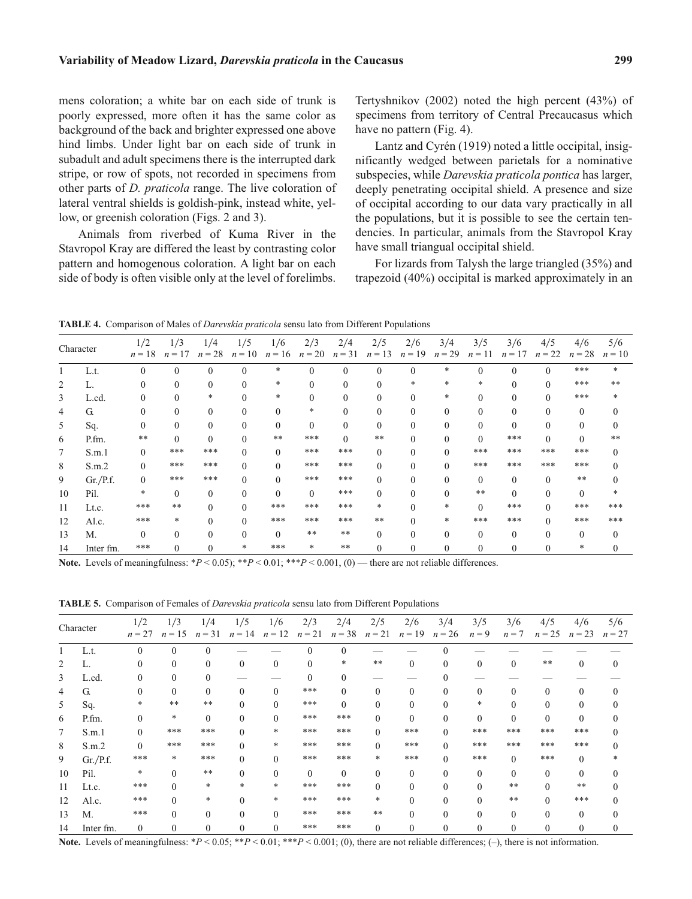mens coloration; a white bar on each side of trunk is poorly expressed, more often it has the same color as background of the back and brighter expressed one above hind limbs. Under light bar on each side of trunk in subadult and adult specimens there is the interrupted dark stripe, or row of spots, not recorded in specimens from other parts of *D. praticola* range. The live coloration of lateral ventral shields is goldish-pink, instead white, yellow, or greenish coloration (Figs. 2 and 3).

Animals from riverbed of Kuma River in the Stavropol Kray are differed the least by contrasting color pattern and homogenous coloration. A light bar on each side of body is often visible only at the level of forelimbs. Tertyshnikov (2002) noted the high percent (43%) of specimens from territory of Central Precaucasus which have no pattern (Fig. 4).

Lantz and Cyrén (1919) noted a little occipital, insignificantly wedged between parietals for a nominative subspecies, while *Darevskia praticola pontica* has larger, deeply penetrating occipital shield. A presence and size of occipital according to our data vary practically in all the populations, but it is possible to see the certain tendencies. In particular, animals from the Stavropol Kray have small triangual occipital shield.

For lizards from Talysh the large triangled (35%) and trapezoid (40%) occipital is marked approximately in an

**TABLE 4.** Comparison of Males of *Darevskia praticola* sensu lato from Different Populations

| | Character | 1/2 $n = 18$ | 1/3 $n = 17$ | 1/4 $n = 28$ | 1/5 $n = 10$ | 1/6 $n = 16$ | 2/3 $n = 20$ | 2/4 $n = 31$ | 2/5 $n = 13$ | 2/6 $n = 19$ | 3/4 $n = 29$ | 3/5 $n = 11$ | 3/6 $n = 17$ | 4/5 $n = 22$ | 4/6 $n = 28$ | 5/6 $n = 10$ |
|---|---|---|---|---|---|---|---|---|---|---|---|---|---|---|---|---|
| 1 | L.t. | 0 | 0 | 0 | 0 | * | 0 | 0 | 0 | 0 | * | 0 | 0 | 0 | *** | * |
| 2 | L. | 0 | 0 | 0 | 0 | * | 0 | 0 | 0 | * | * | * | 0 | 0 | *** | ** |
| 3 | L.cd. | 0 | 0 | * | 0 | * | 0 | 0 | 0 | 0 | * | 0 | 0 | 0 | *** | * |
| 4 | G. | 0 | 0 | 0 | 0 | 0 | * | 0 | 0 | 0 | 0 | 0 | 0 | 0 | 0 | 0 |
| 5 | Sq. | 0 | 0 | 0 | 0 | 0 | 0 | 0 | 0 | 0 | 0 | 0 | 0 | 0 | 0 | 0 |
| 6 | P.fm. | ** | 0 | 0 | 0 | ** | *** | 0 | ** | 0 | 0 | 0 | *** | 0 | 0 | ** |
| 7 | S.m.1 | 0 | *** | *** | 0 | 0 | *** | *** | 0 | 0 | 0 | *** | *** | *** | *** | 0 |
| 8 | S.m.2 | 0 | *** | *** | 0 | 0 | *** | *** | 0 | 0 | 0 | *** | *** | *** | *** | 0 |
| 9 | Gr./P.f. | 0 | *** | *** | 0 | 0 | *** | *** | 0 | 0 | 0 | 0 | 0 | 0 | ** | 0 |
| 10 | Pil. | * | 0 | 0 | 0 | 0 | 0 | *** | 0 | 0 | 0 | ** | 0 | 0 | 0 | * |
| 11 | Lt.c. | *** | ** | 0 | 0 | *** | *** | *** | * | 0 | * | 0 | *** | 0 | *** | *** |
| 12 | Al.c. | *** | * | 0 | 0 | *** | *** | *** | ** | 0 | * | *** | *** | 0 | *** | *** |
| 13 | M. | 0 | 0 | 0 | 0 | 0 | ** | ** | 0 | 0 | 0 | 0 | 0 | 0 | 0 | 0 |
| 14 | Inter fm. | *** | 0 | 0 | * | *** | * | ** | 0 | 0 | 0 | 0 | 0 | 0 | * | 0 |

**Note.** Levels of meaningfulness: $*P < 0.05$; $**P < 0.01$; $***P < 0.001$, (0) — there are not reliable differences.

**TABLE 5.** Comparison of Females of *Darevskia praticola* sensu lato from Different Populations

| | Character | 1/2 $n = 27$ | 1/3 $n = 15$ | 1/4 $n = 31$ | 1/5 $n = 14$ | 1/6 $n = 12$ | 2/3 $n = 21$ | 2/4 $n = 38$ | 2/5 $n = 21$ | 2/6 $n = 19$ | 3/4 $n = 26$ | 3/5 $n = 9$ | 3/6 $n = 7$ | 4/5 $n = 25$ | 4/6 $n = 23$ | 5/6 $n = 27$ |
|---|---|---|---|---|---|---|---|---|---|---|---|---|---|---|---|---|
| 1 | L.t. | 0 | 0 | 0 | — | — | 0 | 0 | — | — | 0 | — | — | — | — | — |
| 2 | L. | 0 | 0 | 0 | 0 | 0 | 0 | * | ** | 0 | 0 | 0 | 0 | ** | 0 | 0 |
| 3 | L.cd. | 0 | 0 | 0 | — | — | 0 | 0 | — | — | 0 | — | — | — | — | — |
| 4 | G. | 0 | 0 | 0 | 0 | 0 | *** | 0 | 0 | 0 | 0 | 0 | 0 | 0 | 0 | 0 |
| 5 | Sq. | * | ** | ** | 0 | 0 | *** | 0 | 0 | 0 | 0 | * | 0 | 0 | 0 | 0 |
| 6 | P.fm. | 0 | * | 0 | 0 | 0 | *** | *** | 0 | 0 | 0 | 0 | 0 | 0 | 0 | 0 |
| 7 | S.m.1 | 0 | *** | *** | 0 | * | *** | *** | 0 | *** | 0 | *** | *** | *** | *** | 0 |
| 8 | S.m.2 | 0 | *** | *** | 0 | * | *** | *** | 0 | *** | 0 | *** | *** | *** | *** | 0 |
| 9 | Gr./P.f. | *** | * | *** | 0 | 0 | *** | *** | * | *** | 0 | *** | 0 | *** | 0 | * |
| 10 | Pil. | * | 0 | ** | 0 | 0 | 0 | 0 | 0 | 0 | 0 | 0 | 0 | 0 | 0 | 0 |
| 11 | Lt.c. | *** | 0 | * | * | * | *** | *** | 0 | 0 | 0 | 0 | ** | 0 | ** | 0 |
| 12 | Al.c. | *** | 0 | * | 0 | * | *** | *** | * | 0 | 0 | 0 | ** | 0 | *** | 0 |
| 13 | M. | *** | 0 | 0 | 0 | 0 | *** | *** | ** | 0 | 0 | 0 | 0 | 0 | 0 | 0 |
| 14 | Inter fm. | 0 | 0 | 0 | 0 | 0 | *** | *** | 0 | 0 | 0 | 0 | 0 | 0 | 0 | 0 |

**Note.** Levels of meaningfulness: $*P < 0.05$; $**P < 0.01$; $***P < 0.001$; (0), there are not reliable differences; (–), there is not information.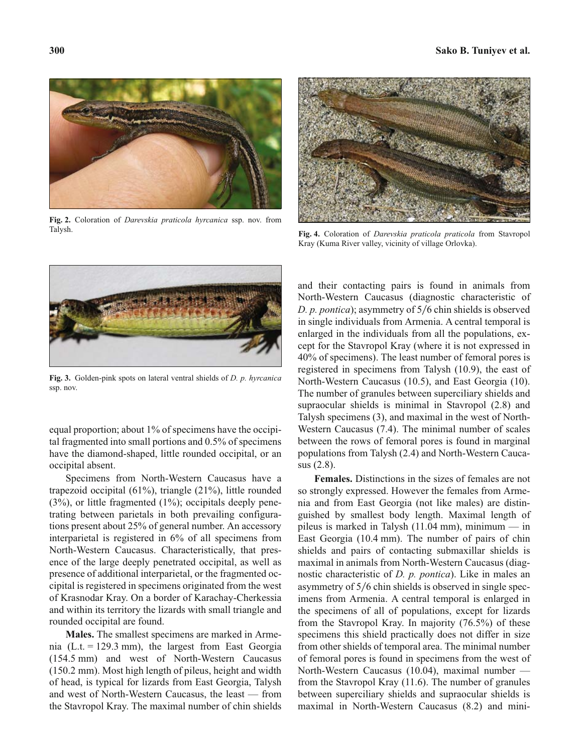Fig. 2. Coloration of *Darevskia praticola hyrcanica* ssp. nov. from Talysh.

Fig. 3. Golden-pink spots on lateral ventral shields of *D. p. hyrcanica* ssp. nov.

equal proportion; about 1% of specimens have the occipital fragmented into small portions and 0.5% of specimens have the diamond-shaped, little rounded occipital, or an occipital absent.

Specimens from North-Western Caucasus have a trapezoid occipital (61%), triangle (21%), little rounded (3%), or little fragmented (1%); occipitals deeply penetrating between parietals in both prevailing configurations present about 25% of general number. An accessory interparietal is registered in 6% of all specimens from North-Western Caucasus. Characteristically, that presence of the large deeply penetrated occipital, as well as presence of additional interparietal, or the fragmented occipital is registered in specimens originated from the west of Krasnodar Kray. On a border of Karachay-Cherkessia and within its territory the lizards with small triangle and rounded occipital are found.

**Males.** The smallest specimens are marked in Armenia (L.t. = 129.3 mm), the largest from East Georgia (154.5 mm) and west of North-Western Caucasus (150.2 mm). Most high length of pileus, height and width of head, is typical for lizards from East Georgia, Talysh and west of North-Western Caucasus, the least — from the Stavropol Kray. The maximal number of chin shields

Fig. 4. Coloration of *Darevskia praticola praticola* from Stavropol Kray (Kuma River valley, vicinity of village Orlovka).

and their contacting pairs is found in animals from North-Western Caucasus (diagnostic characteristic of *D. p. pontica*); asymmetry of 5/6 chin shields is observed in single individuals from Armenia. A central temporal is enlarged in the individuals from all the populations, except for the Stavropol Kray (where it is not expressed in 40% of specimens). The least number of femoral pores is registered in specimens from Talysh (10.9), the east of North-Western Caucasus (10.5), and East Georgia (10). The number of granules between superciliary shields and supraocular shields is minimal in Stavropol (2.8) and Talysh specimens (3), and maximal in the west of North-Western Caucasus (7.4). The minimal number of scales between the rows of femoral pores is found in marginal populations from Talysh (2.4) and North-Western Caucasus (2.8).

**Females.** Distinctions in the sizes of females are not so strongly expressed. However the females from Armenia and from East Georgia (not like males) are distinguished by smallest body length. Maximal length of pileus is marked in Talysh (11.04 mm), minimum — in East Georgia (10.4 mm). The number of pairs of chin shields and pairs of contacting submaxillar shields is maximal in animals from North-Western Caucasus (diagnostic characteristic of *D. p. pontica*). Like in males an asymmetry of 5/6 chin shields is observed in single specimens from Armenia. A central temporal is enlarged in the specimens of all of populations, except for lizards from the Stavropol Kray. In majority (76.5%) of these specimens this shield practically does not differ in size from other shields of temporal area. The minimal number of femoral pores is found in specimens from the west of North-Western Caucasus (10.04), maximal number — from the Stavropol Kray (11.6). The number of granules between superciliary shields and supraocular shields is maximal in North-Western Caucasus (8.2) and mini-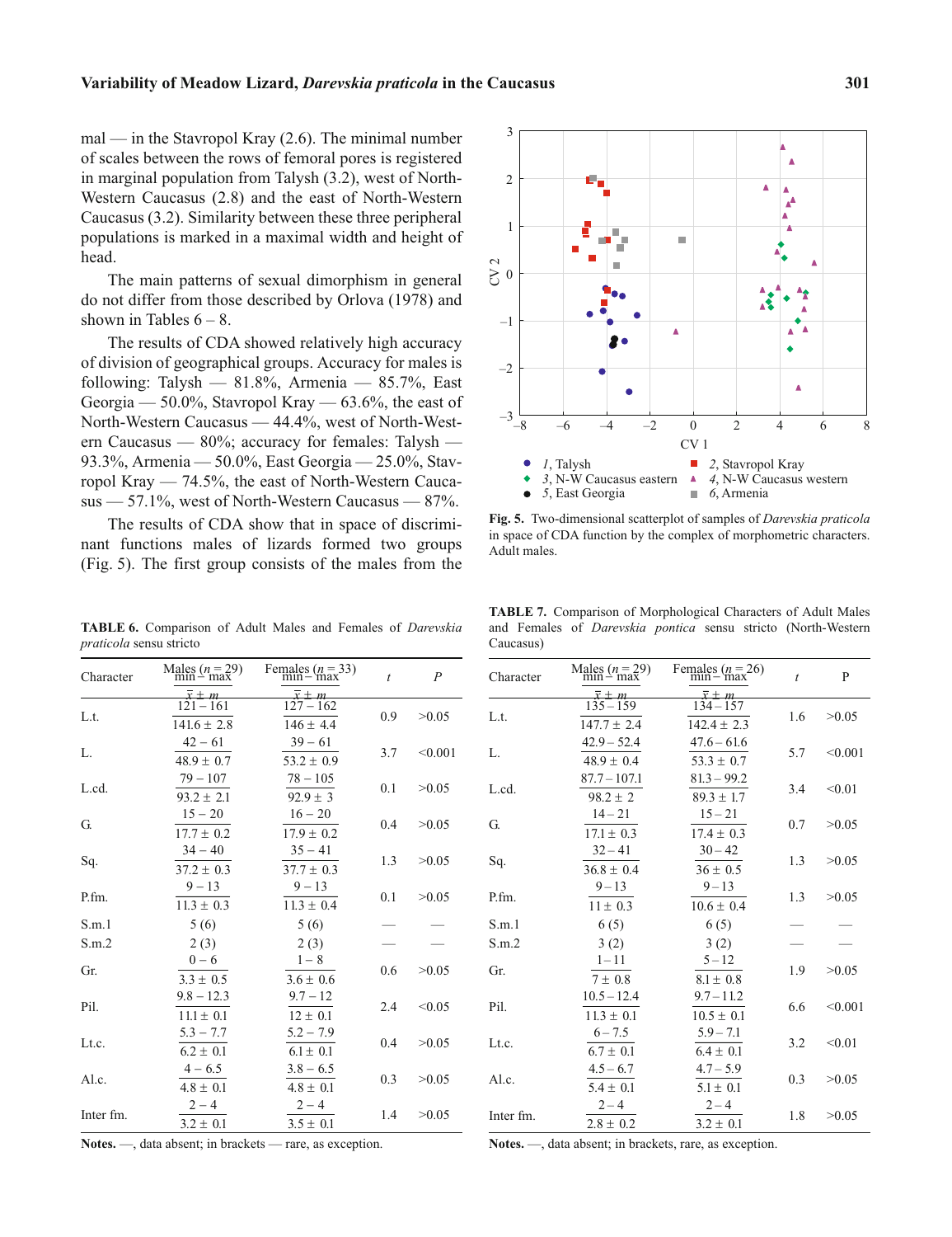mal — in the Stavropol Kray (2.6). The minimal number of scales between the rows of femoral pores is registered in marginal population from Talysh (3.2), west of North-Western Caucasus (2.8) and the east of North-Western Caucasus (3.2). Similarity between these three peripheral populations is marked in a maximal width and height of head.

The main patterns of sexual dimorphism in general do not differ from those described by Orlova (1978) and shown in Tables 6 – 8.

The results of CDA showed relatively high accuracy of division of geographical groups. Accuracy for males is following: Talysh — 81.8%, Armenia — 85.7%, East Georgia — 50.0%, Stavropol Kray — 63.6%, the east of North-Western Caucasus — 44.4%, west of North-Western Caucasus — 80%; accuracy for females: Talysh — 93.3%, Armenia — 50.0%, East Georgia — 25.0%, Stavropol Kray — 74.5%, the east of North-Western Caucasus — 57.1%, west of North-Western Caucasus — 87%.

The results of CDA show that in space of discriminant functions males of lizards formed two groups (Fig. 5). The first group consists of the males from the

**Fig. 5.** Two-dimensional scatterplot of samples of *Darevskia praticola* in space of CDA function by the complex of morphometric characters. Adult males. (Legend: *1*, Talysh; *2*, Stavropol Kray; *3*, N-W Caucasus eastern; *4*, N-W Caucasus western; *5*, East Georgia; *6*, Armenia. Axes: CV 1, CV 2.)

**TABLE 6.** Comparison of Adult Males and Females of *Darevskia praticola* sensu stricto

| Character | Males ($n$ = 29) min – max / $\bar{x} \pm m$ | Females ($n$ = 33) min – max / $\bar{x} \pm m$ | $t$ | $P$ |
|---|---|---|---|---|
| L.t. | 121 – 161 / 141.6 ± 2.8 | 127 – 162 / 146 ± 4.4 | 0.9 | >0.05 |
| L. | 42 – 61 / 48.9 ± 0.7 | 39 – 61 / 53.2 ± 0.9 | 3.7 | <0.001 |
| L.cd. | 79 – 107 / 93.2 ± 2.1 | 78 – 105 / 92.9 ± 3 | 0.1 | >0.05 |
| G. | 15 – 20 / 17.7 ± 0.2 | 16 – 20 / 17.9 ± 0.2 | 0.4 | >0.05 |
| Sq. | 34 – 40 / 37.2 ± 0.3 | 35 – 41 / 37.7 ± 0.3 | 1.3 | >0.05 |
| P.fm. | 9 – 13 / 11.3 ± 0.3 | 9 – 13 / 11.3 ± 0.4 | 0.1 | >0.05 |
| S.m.1 | 5 (6) | 5 (6) | — | — |
| S.m.2 | 2 (3) | 2 (3) | — | — |
| Gr. | 0 – 6 / 3.3 ± 0.5 | 1 – 8 / 3.6 ± 0.6 | 0.6 | >0.05 |
| Pil. | 9.8 – 12.3 / 11.1 ± 0.1 | 9.7 – 12 / 12 ± 0.1 | 2.4 | <0.05 |
| Lt.c. | 5.3 – 7.7 / 6.2 ± 0.1 | 5.2 – 7.9 / 6.1 ± 0.1 | 0.4 | >0.05 |
| Al.c. | 4 – 6.5 / 4.8 ± 0.1 | 3.8 – 6.5 / 4.8 ± 0.1 | 0.3 | >0.05 |
| Inter fm. | 2 – 4 / 3.2 ± 0.1 | 2 – 4 / 3.5 ± 0.1 | 1.4 | >0.05 |

**Notes.** —, data absent; in brackets — rare, as exception.

**TABLE 7.** Comparison of Morphological Characters of Adult Males and Females of *Darevskia pontica* sensu stricto (North-Western Caucasus)

| Character | Males ($n$ = 29) min – max / $\bar{x} \pm m$ | Females ($n$ = 26) min – max / $\bar{x} \pm m$ | $t$ | P |
|---|---|---|---|---|
| L.t. | 135 – 159 / 147.7 ± 2.4 | 134 – 157 / 142.4 ± 2.3 | 1.6 | >0.05 |
| L. | 42.9 – 52.4 / 48.9 ± 0.4 | 47.6 – 61.6 / 53.3 ± 0.7 | 5.7 | <0.001 |
| L.cd. | 87.7 – 107.1 / 98.2 ± 2 | 81.3 – 99.2 / 89.3 ± 1.7 | 3.4 | <0.01 |
| G. | 14 – 21 / 17.1 ± 0.3 | 15 – 21 / 17.4 ± 0.3 | 0.7 | >0.05 |
| Sq. | 32 – 41 / 36.8 ± 0.4 | 30 – 42 / 36 ± 0.5 | 1.3 | >0.05 |
| P.fm. | 9 – 13 / 11 ± 0.3 | 9 – 13 / 10.6 ± 0.4 | 1.3 | >0.05 |
| S.m.1 | 6 (5) | 6 (5) | — | — |
| S.m.2 | 3 (2) | 3 (2) | — | — |
| Gr. | 1 – 11 / 7 ± 0.8 | 5 – 12 / 8.1 ± 0.8 | 1.9 | >0.05 |
| Pil. | 10.5 – 12.4 / 11.3 ± 0.1 | 9.7 – 11.2 / 10.5 ± 0.1 | 6.6 | <0.001 |
| Lt.c. | 6 – 7.5 / 6.7 ± 0.1 | 5.9 – 7.1 / 6.4 ± 0.1 | 3.2 | <0.01 |
| Al.c. | 4.5 – 6.7 / 5.4 ± 0.1 | 4.7 – 5.9 / 5.1 ± 0.1 | 0.3 | >0.05 |
| Inter fm. | 2 – 4 / 2.8 ± 0.2 | 2 – 4 / 3.2 ± 0.1 | 1.8 | >0.05 |

**Notes.** —, data absent; in brackets, rare, as exception.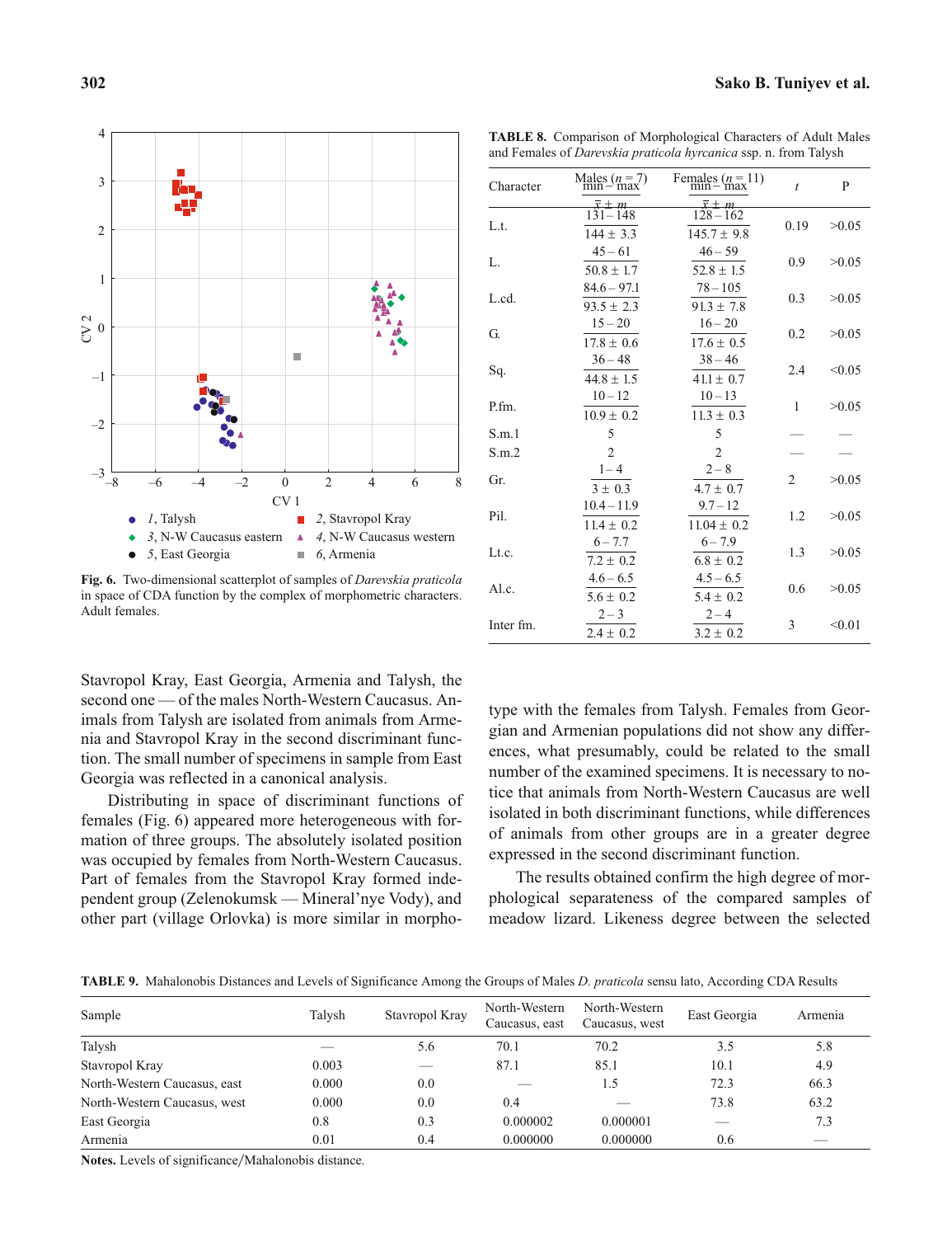**TABLE 8.** Comparison of Morphological Characters of Adult Males and Females of *Darevskia praticola hyrcanica* ssp. n. from Talysh

| Character | Males ($n$ = 7) min – max / $\bar{x} \pm m$ | Females ($n$ = 11) min – max / $\bar{x} \pm m$ | $t$ | P |
|---|---|---|---|---|
| L.t. | 131 – 148 / 144 ± 3.3 | 128 – 162 / 145.7 ± 9.8 | 0.19 | >0.05 |
| L. | 45 – 61 / 50.8 ± 1.7 | 46 – 59 / 52.8 ± 1.5 | 0.9 | >0.05 |
| L.cd. | 84.6 – 97.1 / 93.5 ± 2.3 | 78 – 105 / 91.3 ± 7.8 | 0.3 | >0.05 |
| G. | 15 – 20 / 17.8 ± 0.6 | 16 – 20 / 17.6 ± 0.5 | 0.2 | >0.05 |
| Sq. | 36 – 48 / 44.8 ± 1.5 | 38 – 46 / 41.1 ± 0.7 | 2.4 | <0.05 |
| P.fm. | 10 – 12 / 10.9 ± 0.2 | 10 – 13 / 11.3 ± 0.3 | 1 | >0.05 |
| S.m.1 | 5 | 5 | — | — |
| S.m.2 | 2 | 2 | — | — |
| Gr. | 1 – 4 / 3 ± 0.3 | 2 – 8 / 4.7 ± 0.7 | 2 | >0.05 |
| Pil. | 10.4 – 11.9 / 11.4 ± 0.2 | 9.7 – 12 / 11.04 ± 0.2 | 1.2 | >0.05 |
| Lt.c. | 6 – 7.7 / 7.2 ± 0.2 | 6 – 7.9 / 6.8 ± 0.2 | 1.3 | >0.05 |
| Al.c. | 4.6 – 6.5 / 5.6 ± 0.2 | 4.5 – 6.5 / 5.4 ± 0.2 | 0.6 | >0.05 |
| Inter fm. | 2 – 3 / 2.4 ± 0.2 | 2 – 4 / 3.2 ± 0.2 | 3 | <0.01 |

**Fig. 6.** Two-dimensional scatterplot of samples of *Darevskia praticola* in space of CDA function by the complex of morphometric characters. Adult females.

Stavropol Kray, East Georgia, Armenia and Talysh, the second one — of the males North-Western Caucasus. Animals from Talysh are isolated from animals from Armenia and Stavropol Kray in the second discriminant function. The small number of specimens in sample from East Georgia was reflected in a canonical analysis.

Distributing in space of discriminant functions of females (Fig. 6) appeared more heterogeneous with formation of three groups. The absolutely isolated position was occupied by females from North-Western Caucasus. Part of females from the Stavropol Kray formed independent group (Zelenokumsk — Mineral'nye Vody), and other part (village Orlovka) is more similar in morphotype with the females from Talysh. Females from Georgian and Armenian populations did not show any differences, what presumably, could be related to the small number of the examined specimens. It is necessary to notice that animals from North-Western Caucasus are well isolated in both discriminant functions, while differences of animals from other groups are in a greater degree expressed in the second discriminant function.

The results obtained confirm the high degree of morphological separateness of the compared samples of meadow lizard. Likeness degree between the selected

**TABLE 9.** Mahalonobis Distances and Levels of Significance Among the Groups of Males *D. praticola* sensu lato, According CDA Results

| Sample | Talysh | Stavropol Kray | North-Western Caucasus, east | North-Western Caucasus, west | East Georgia | Armenia |
|---|---|---|---|---|---|---|
| Talysh | — | 5.6 | 70.1 | 70.2 | 3.5 | 5.8 |
| Stavropol Kray | 0.003 | — | 87.1 | 85.1 | 10.1 | 4.9 |
| North-Western Caucasus, east | 0.000 | 0.0 | — | 1.5 | 72.3 | 66.3 |
| North-Western Caucasus, west | 0.000 | 0.0 | 0.4 | — | 73.8 | 63.2 |
| East Georgia | 0.8 | 0.3 | 0.000002 | 0.000001 | — | 7.3 |
| Armenia | 0.01 | 0.4 | 0.000000 | 0.000000 | 0.6 | — |

**Notes.** Levels of significance/Mahalonobis distance.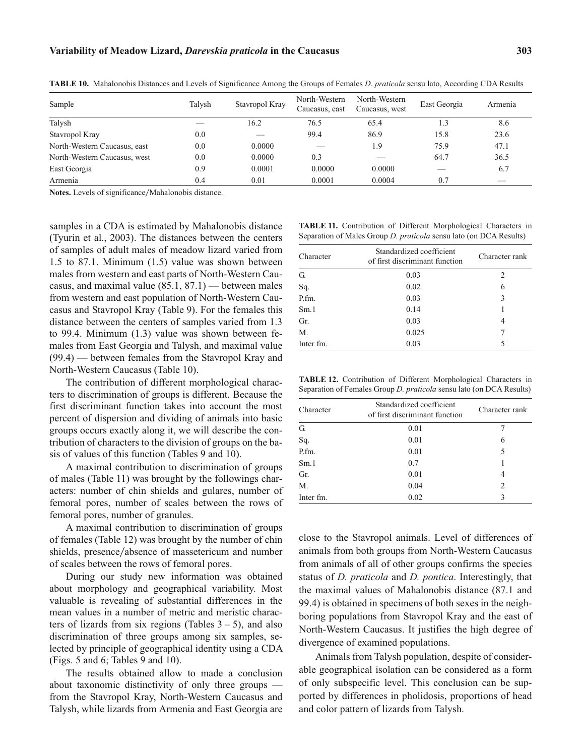**TABLE 10.** Mahalonobis Distances and Levels of Significance Among the Groups of Females *D. praticola* sensu lato, According CDA Results

| Sample | Talysh | Stavropol Kray | North-Western Caucasus, east | North-Western Caucasus, west | East Georgia | Armenia |
|---|---|---|---|---|---|---|
| Talysh | — | 16.2 | 76.5 | 65.4 | 1.3 | 8.6 |
| Stavropol Kray | 0.0 | — | 99.4 | 86.9 | 15.8 | 23.6 |
| North-Western Caucasus, east | 0.0 | 0.0000 | — | 1.9 | 75.9 | 47.1 |
| North-Western Caucasus, west | 0.0 | 0.0000 | 0.3 | — | 64.7 | 36.5 |
| East Georgia | 0.9 | 0.0001 | 0.0000 | 0.0000 | — | 6.7 |
| Armenia | 0.4 | 0.01 | 0.0001 | 0.0004 | 0.7 | — |

**Notes.** Levels of significance/Mahalonobis distance.

samples in a CDA is estimated by Mahalonobis distance (Tyurin et al., 2003). The distances between the centers of samples of adult males of meadow lizard varied from 1.5 to 87.1. Minimum (1.5) value was shown between males from western and east parts of North-Western Caucasus, and maximal value (85.1, 87.1) — between males from western and east population of North-Western Caucasus and Stavropol Kray (Table 9). For the females this distance between the centers of samples varied from 1.3 to 99.4. Minimum (1.3) value was shown between females from East Georgia and Talysh, and maximal value (99.4) — between females from the Stavropol Kray and North-Western Caucasus (Table 10).

The contribution of different morphological characters to discrimination of groups is different. Because the first discriminant function takes into account the most percent of dispersion and dividing of animals into basic groups occurs exactly along it, we will describe the contribution of characters to the division of groups on the basis of values of this function (Tables 9 and 10).

A maximal contribution to discrimination of groups of males (Table 11) was brought by the followings characters: number of chin shields and gulares, number of femoral pores, number of scales between the rows of femoral pores, number of granules.

A maximal contribution to discrimination of groups of females (Table 12) was brought by the number of chin shields, presence/absence of massetericum and number of scales between the rows of femoral pores.

During our study new information was obtained about morphology and geographical variability. Most valuable is revealing of substantial differences in the mean values in a number of metric and meristic characters of lizards from six regions (Tables 3 – 5), and also discrimination of three groups among six samples, selected by principle of geographical identity using a CDA (Figs. 5 and 6; Tables 9 and 10).

The results obtained allow to made a conclusion about taxonomic distinctivity of only three groups — from the Stavropol Kray, North-Western Caucasus and Talysh, while lizards from Armenia and East Georgia are close to the Stavropol animals. Level of differences of animals from both groups from North-Western Caucasus from animals of all of other groups confirms the species status of *D. praticola* and *D. pontica*. Interestingly, that the maximal values of Mahalonobis distance (87.1 and 99.4) is obtained in specimens of both sexes in the neighboring populations from Stavropol Kray and the east of North-Western Caucasus. It justifies the high degree of divergence of examined populations.

Animals from Talysh population, despite of considerable geographical isolation can be considered as a form of only subspecific level. This conclusion can be supported by differences in pholidosis, proportions of head and color pattern of lizards from Talysh.

**TABLE 11.** Contribution of Different Morphological Characters in Separation of Males Group *D. praticola* sensu lato (on DCA Results)

| Character | Standardized coefficient of first discriminant function | Character rank |
|---|---|---|
| G. | 0.03 | 2 |
| Sq. | 0.02 | 6 |
| P.fm. | 0.03 | 3 |
| Sm.1 | 0.14 | 1 |
| Gr. | 0.03 | 4 |
| M. | 0.025 | 7 |
| Inter fm. | 0.03 | 5 |

**TABLE 12.** Contribution of Different Morphological Characters in Separation of Females Group *D. praticola* sensu lato (on DCA Results)

| Character | Standardized coefficient of first discriminant function | Character rank |
|---|---|---|
| G. | 0.01 | 7 |
| Sq. | 0.01 | 6 |
| P.fm. | 0.01 | 5 |
| Sm.1 | 0.7 | 1 |
| Gr. | 0.01 | 4 |
| M. | 0.04 | 2 |
| Inter fm. | 0.02 | 3 |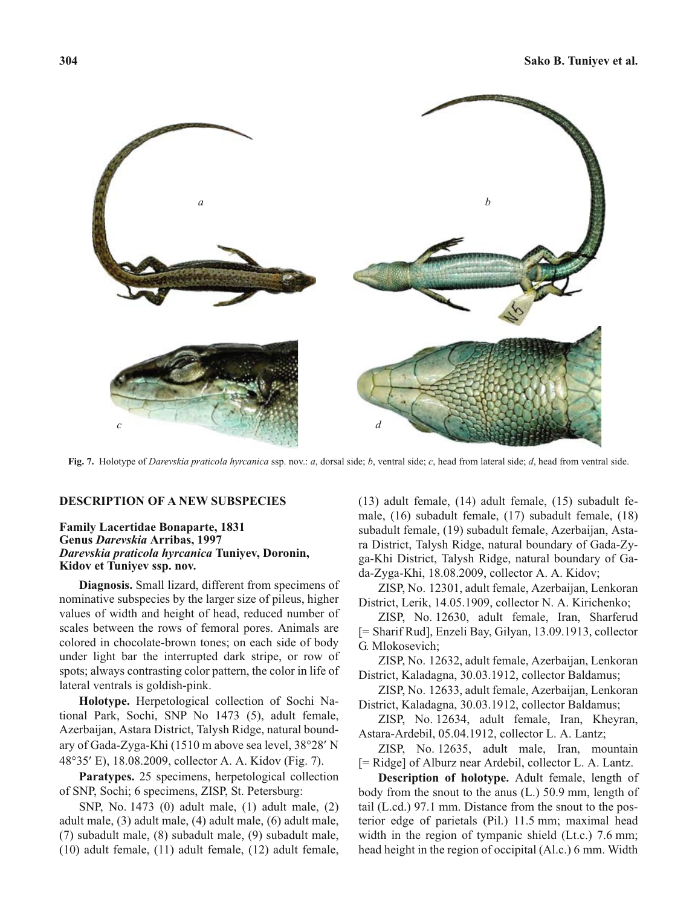Fig. 7. Holotype of *Darevskia praticola hyrcanica* ssp. nov.: *a*, dorsal side; *b*, ventral side; *c*, head from lateral side; *d*, head from ventral side.

## DESCRIPTION OF A NEW SUBSPECIES

### Family Lacertidae Bonaparte, 1831
### Genus *Darevskia* Arribas, 1997
### *Darevskia praticola hyrcanica* Tuniyev, Doronin, Kidov et Tuniyev ssp. nov.

**Diagnosis.** Small lizard, different from specimens of nominative subspecies by the larger size of pileus, higher values of width and height of head, reduced number of scales between the rows of femoral pores. Animals are colored in chocolate-brown tones; on each side of body under light bar the interrupted dark stripe, or row of spots; always contrasting color pattern, the color in life of lateral ventrals is goldish-pink.

**Holotype.** Herpetological collection of Sochi National Park, Sochi, SNP No 1473 (5), adult female, Azerbaijan, Astara District, Talysh Ridge, natural boundary of Gada-Zyga-Khi (1510 m above sea level, 38°28′ N 48°35′ E), 18.08.2009, collector A. A. Kidov (Fig. 7).

**Paratypes.** 25 specimens, herpetological collection of SNP, Sochi; 6 specimens, ZISP, St. Petersburg:

SNP, No. 1473 (0) adult male, (1) adult male, (2) adult male, (3) adult male, (4) adult male, (6) adult male, (7) subadult male, (8) subadult male, (9) subadult male, (10) adult female, (11) adult female, (12) adult female, (13) adult female, (14) adult female, (15) subadult female, (16) subadult female, (17) subadult female, (18) subadult female, (19) subadult female, Azerbaijan, Astara District, Talysh Ridge, natural boundary of Gada-Zyga-Khi District, Talysh Ridge, natural boundary of Gada-Zyga-Khi, 18.08.2009, collector A. A. Kidov;

ZISP, No. 12301, adult female, Azerbaijan, Lenkoran District, Lerik, 14.05.1909, collector N. A. Kirichenko;

ZISP, No. 12630, adult female, Iran, Sharferud [= Sharif Rud], Enzeli Bay, Gilyan, 13.09.1913, collector G. Mlokosevich;

ZISP, No. 12632, adult female, Azerbaijan, Lenkoran District, Kaladagna, 30.03.1912, collector Baldamus;

ZISP, No. 12633, adult female, Azerbaijan, Lenkoran District, Kaladagna, 30.03.1912, collector Baldamus;

ZISP, No. 12634, adult female, Iran, Kheyran, Astara-Ardebil, 05.04.1912, collector L. A. Lantz;

ZISP, No. 12635, adult male, Iran, mountain [= Ridge] of Alburz near Ardebil, collector L. A. Lantz.

**Description of holotype.** Adult female, length of body from the snout to the anus (L.) 50.9 mm, length of tail (L.cd.) 97.1 mm. Distance from the snout to the posterior edge of parietals (Pil.) 11.5 mm; maximal head width in the region of tympanic shield (Lt.c.) 7.6 mm; head height in the region of occipital (Al.c.) 6 mm. Width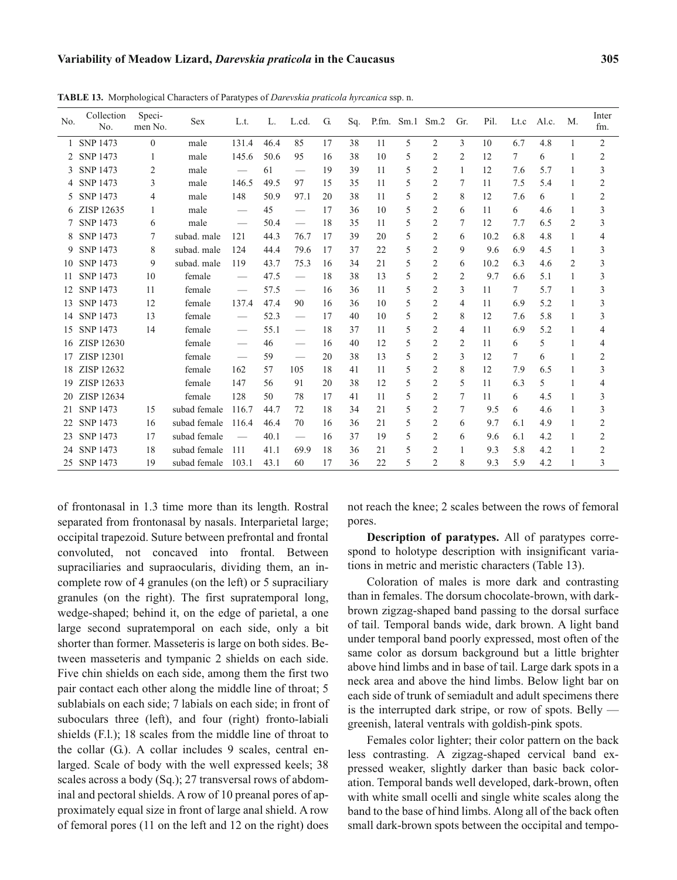**TABLE 13.** Morphological Characters of Paratypes of *Darevskia praticola hyrcanica* ssp. n.

| No. | Collection No. | Speci-men No. | Sex | L.t. | L. | L.cd. | G. | Sq. | P.fm. | Sm.1 | Sm.2 | Gr. | Pil. | Lt.c | Al.c. | M. | Inter fm. |
|---|---|---|---|---|---|---|---|---|---|---|---|---|---|---|---|---|---|
| 1 | SNP 1473 | 0 | male | 131.4 | 46.4 | 85 | 17 | 38 | 11 | 5 | 2 | 3 | 10 | 6.7 | 4.8 | 1 | 2 |
| 2 | SNP 1473 | 1 | male | 145.6 | 50.6 | 95 | 16 | 38 | 10 | 5 | 2 | 2 | 12 | 7 | 6 | 1 | 2 |
| 3 | SNP 1473 | 2 | male | — | 61 | — | 19 | 39 | 11 | 5 | 2 | 1 | 12 | 7.6 | 5.7 | 1 | 3 |
| 4 | SNP 1473 | 3 | male | 146.5 | 49.5 | 97 | 15 | 35 | 11 | 5 | 2 | 7 | 11 | 7.5 | 5.4 | 1 | 2 |
| 5 | SNP 1473 | 4 | male | 148 | 50.9 | 97.1 | 20 | 38 | 11 | 5 | 2 | 8 | 12 | 7.6 | 6 | 1 | 2 |
| 6 | ZISP 12635 | 1 | male | — | 45 | — | 17 | 36 | 10 | 5 | 2 | 6 | 11 | 6 | 4.6 | 1 | 3 |
| 7 | SNP 1473 | 6 | male | — | 50.4 | — | 18 | 35 | 11 | 5 | 2 | 7 | 12 | 7.7 | 6.5 | 2 | 3 |
| 8 | SNP 1473 | 7 | subad. male | 121 | 44.3 | 76.7 | 17 | 39 | 20 | 5 | 2 | 6 | 10.2 | 6.8 | 4.8 | 1 | 4 |
| 9 | SNP 1473 | 8 | subad. male | 124 | 44.4 | 79.6 | 17 | 37 | 22 | 5 | 2 | 9 | 9.6 | 6.9 | 4.5 | 1 | 3 |
| 10 | SNP 1473 | 9 | subad. male | 119 | 43.7 | 75.3 | 16 | 34 | 21 | 5 | 2 | 6 | 10.2 | 6.3 | 4.6 | 2 | 3 |
| 11 | SNP 1473 | 10 | female | — | 47.5 | — | 18 | 38 | 13 | 5 | 2 | 2 | 9.7 | 6.6 | 5.1 | 1 | 3 |
| 12 | SNP 1473 | 11 | female | — | 57.5 | — | 16 | 36 | 11 | 5 | 2 | 3 | 11 | 7 | 5.7 | 1 | 3 |
| 13 | SNP 1473 | 12 | female | 137.4 | 47.4 | 90 | 16 | 36 | 10 | 5 | 2 | 4 | 11 | 6.9 | 5.2 | 1 | 3 |
| 14 | SNP 1473 | 13 | female | — | 52.3 | — | 17 | 40 | 10 | 5 | 2 | 8 | 12 | 7.6 | 5.8 | 1 | 3 |
| 15 | SNP 1473 | 14 | female | — | 55.1 | — | 18 | 37 | 11 | 5 | 2 | 4 | 11 | 6.9 | 5.2 | 1 | 4 |
| 16 | ZISP 12630 | | female | — | 46 | — | 16 | 40 | 12 | 5 | 2 | 2 | 11 | 6 | 5 | 1 | 4 |
| 17 | ZISP 12301 | | female | — | 59 | — | 20 | 38 | 13 | 5 | 2 | 3 | 12 | 7 | 6 | 1 | 2 |
| 18 | ZISP 12632 | | female | 162 | 57 | 105 | 18 | 41 | 11 | 5 | 2 | 8 | 12 | 7.9 | 6.5 | 1 | 3 |
| 19 | ZISP 12633 | | female | 147 | 56 | 91 | 20 | 38 | 12 | 5 | 2 | 5 | 11 | 6.3 | 5 | 1 | 4 |
| 20 | ZISP 12634 | | female | 128 | 50 | 78 | 17 | 41 | 11 | 5 | 2 | 7 | 11 | 6 | 4.5 | 1 | 3 |
| 21 | SNP 1473 | 15 | subad female | 116.7 | 44.7 | 72 | 18 | 34 | 21 | 5 | 2 | 7 | 9.5 | 6 | 4.6 | 1 | 3 |
| 22 | SNP 1473 | 16 | subad female | 116.4 | 46.4 | 70 | 16 | 36 | 21 | 5 | 2 | 6 | 9.7 | 6.1 | 4.9 | 1 | 2 |
| 23 | SNP 1473 | 17 | subad female | — | 40.1 | — | 16 | 37 | 19 | 5 | 2 | 6 | 9.6 | 6.1 | 4.2 | 1 | 2 |
| 24 | SNP 1473 | 18 | subad female | 111 | 41.1 | 69.9 | 18 | 36 | 21 | 5 | 2 | 1 | 9.3 | 5.8 | 4.2 | 1 | 2 |
| 25 | SNP 1473 | 19 | subad female | 103.1 | 43.1 | 60 | 17 | 36 | 22 | 5 | 2 | 8 | 9.3 | 5.9 | 4.2 | 1 | 3 |

of frontonasal in 1.3 time more than its length. Rostral separated from frontonasal by nasals. Interparietal large; occipital trapezoid. Suture between prefrontal and frontal convoluted, not concaved into frontal. Between supraciliaries and supraocularis, dividing them, an incomplete row of 4 granules (on the left) or 5 supraciliary granules (on the right). The first supratemporal long, wedge-shaped; behind it, on the edge of parietal, a one large second supratemporal on each side, only a bit shorter than former. Masseteris is large on both sides. Between masseteris and tympanic 2 shields on each side. Five chin shields on each side, among them the first two pair contact each other along the middle line of throat; 5 sublabials on each side; 7 labials on each side; in front of suboculars three (left), and four (right) fronto-labiali shields (F.l.); 18 scales from the middle line of throat to the collar (G.). A collar includes 9 scales, central enlarged. Scale of body with the well expressed keels; 38 scales across a body (Sq.); 27 transversal rows of abdominal and pectoral shields. A row of 10 preanal pores of approximately equal size in front of large anal shield. A row of femoral pores (11 on the left and 12 on the right) does not reach the knee; 2 scales between the rows of femoral pores.

**Description of paratypes.** All of paratypes correspond to holotype description with insignificant variations in metric and meristic characters (Table 13).

Coloration of males is more dark and contrasting than in females. The dorsum chocolate-brown, with dark-brown zigzag-shaped band passing to the dorsal surface of tail. Temporal bands wide, dark brown. A light band under temporal band poorly expressed, most often of the same color as dorsum background but a little brighter above hind limbs and in base of tail. Large dark spots in a neck area and above the hind limbs. Below light bar on each side of trunk of semiadult and adult specimens there is the interrupted dark stripe, or row of spots. Belly — greenish, lateral ventrals with goldish-pink spots.

Females color lighter; their color pattern on the back less contrasting. A zigzag-shaped cervical band expressed weaker, slightly darker than basic back coloration. Temporal bands well developed, dark-brown, often with white small ocelli and single white scales along the band to the base of hind limbs. Along all of the back often small dark-brown spots between the occipital and tempo-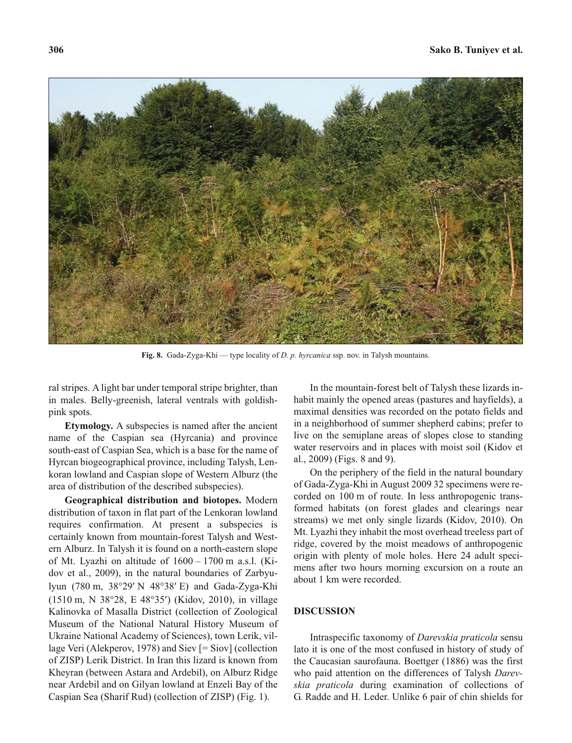Fig. 8. Gada-Zyga-Khi — type locality of *D. p. hyrcanica* ssp. nov. in Talysh mountains.

ral stripes. A light bar under temporal stripe brighter, than in males. Belly-greenish, lateral ventrals with goldish-pink spots.

**Etymology.** A subspecies is named after the ancient name of the Caspian sea (Hyrcania) and province south-east of Caspian Sea, which is a base for the name of Hyrcan biogeographical province, including Talysh, Lenkoran lowland and Caspian slope of Western Alburz (the area of distribution of the described subspecies).

**Geographical distribution and biotopes.** Modern distribution of taxon in flat part of the Lenkoran lowland requires confirmation. At present a subspecies is certainly known from mountain-forest Talysh and Western Alburz. In Talysh it is found on a north-eastern slope of Mt. Lyazhi on altitude of 1600 – 1700 m a.s.l. (Kidov et al., 2009), in the natural boundaries of Zarbyulyun (780 m, 38°29′ N 48°38′ E) and Gada-Zyga-Khi (1510 m, N 38°28, E 48°35′) (Kidov, 2010), in village Kalinovka of Masalla District (collection of Zoological Museum of the National Natural History Museum of Ukraine National Academy of Sciences), town Lerik, village Veri (Alekperov, 1978) and Siev [= Siov] (collection of ZISP) Lerik District. In Iran this lizard is known from Kheyran (between Astara and Ardebil), on Alburz Ridge near Ardebil and on Gilyan lowland at Enzeli Bay of the Caspian Sea (Sharif Rud) (collection of ZISP) (Fig. 1).

In the mountain-forest belt of Talysh these lizards inhabit mainly the opened areas (pastures and hayfields), a maximal densities was recorded on the potato fields and in a neighborhood of summer shepherd cabins; prefer to live on the semiplane areas of slopes close to standing water reservoirs and in places with moist soil (Kidov et al., 2009) (Figs. 8 and 9).

On the periphery of the field in the natural boundary of Gada-Zyga-Khi in August 2009 32 specimens were recorded on 100 m of route. In less anthropogenic transformed habitats (on forest glades and clearings near streams) we met only single lizards (Kidov, 2010). On Mt. Lyazhi they inhabit the most overhead treeless part of ridge, covered by the moist meadows of anthropogenic origin with plenty of mole holes. Here 24 adult specimens after two hours morning excursion on a route an about 1 km were recorded.

## DISCUSSION

Intraspecific taxonomy of *Darevskia praticola* sensu lato it is one of the most confused in history of study of the Caucasian saurofauna. Boettger (1886) was the first who paid attention on the differences of Talysh *Darevskia praticola* during examination of collections of G. Radde and H. Leder. Unlike 6 pair of chin shields for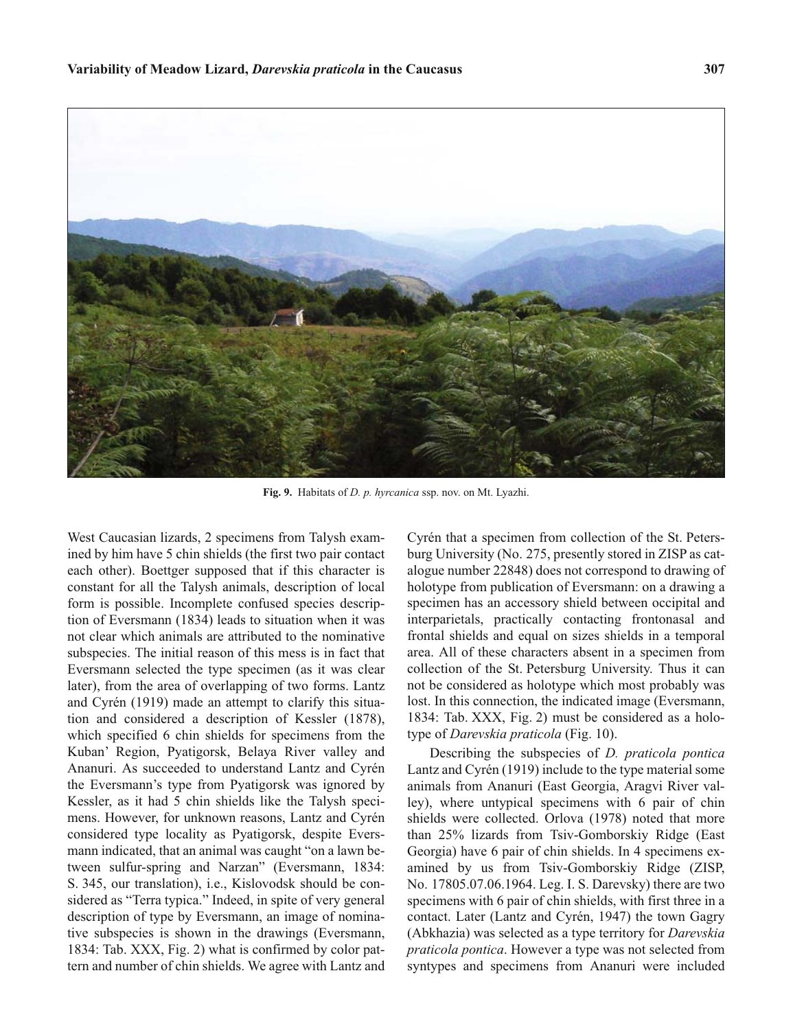Fig. 9. Habitats of *D. p. hyrcanica* ssp. nov. on Mt. Lyazhi.

West Caucasian lizards, 2 specimens from Talysh examined by him have 5 chin shields (the first two pair contact each other). Boettger supposed that if this character is constant for all the Talysh animals, description of local form is possible. Incomplete confused species description of Eversmann (1834) leads to situation when it was not clear which animals are attributed to the nominative subspecies. The initial reason of this mess is in fact that Eversmann selected the type specimen (as it was clear later), from the area of overlapping of two forms. Lantz and Cyrén (1919) made an attempt to clarify this situation and considered a description of Kessler (1878), which specified 6 chin shields for specimens from the Kuban' Region, Pyatigorsk, Belaya River valley and Ananuri. As succeeded to understand Lantz and Cyrén the Eversmann's type from Pyatigorsk was ignored by Kessler, as it had 5 chin shields like the Talysh specimens. However, for unknown reasons, Lantz and Cyrén considered type locality as Pyatigorsk, despite Eversmann indicated, that an animal was caught "on a lawn between sulfur-spring and Narzan" (Eversmann, 1834: S. 345, our translation), i.e., Kislovodsk should be considered as "Terra typica." Indeed, in spite of very general description of type by Eversmann, an image of nominative subspecies is shown in the drawings (Eversmann, 1834: Tab. XXX, Fig. 2) what is confirmed by color pattern and number of chin shields. We agree with Lantz and Cyrén that a specimen from collection of the St. Petersburg University (No. 275, presently stored in ZISP as catalogue number 22848) does not correspond to drawing of holotype from publication of Eversmann: on a drawing a specimen has an accessory shield between occipital and interparietals, practically contacting frontonasal and frontal shields and equal on sizes shields in a temporal area. All of these characters absent in a specimen from collection of the St. Petersburg University. Thus it can not be considered as holotype which most probably was lost. In this connection, the indicated image (Eversmann, 1834: Tab. XXX, Fig. 2) must be considered as a holotype of *Darevskia praticola* (Fig. 10).

Describing the subspecies of *D. praticola pontica* Lantz and Cyrén (1919) include to the type material some animals from Ananuri (East Georgia, Aragvi River valley), where untypical specimens with 6 pair of chin shields were collected. Orlova (1978) noted that more than 25% lizards from Tsiv-Gomborskiy Ridge (East Georgia) have 6 pair of chin shields. In 4 specimens examined by us from Tsiv-Gomborskiy Ridge (ZISP, No. 17805.07.06.1964. Leg. I. S. Darevsky) there are two specimens with 6 pair of chin shields, with first three in a contact. Later (Lantz and Cyrén, 1947) the town Gagry (Abkhazia) was selected as a type territory for *Darevskia praticola pontica*. However a type was not selected from syntypes and specimens from Ananuri were included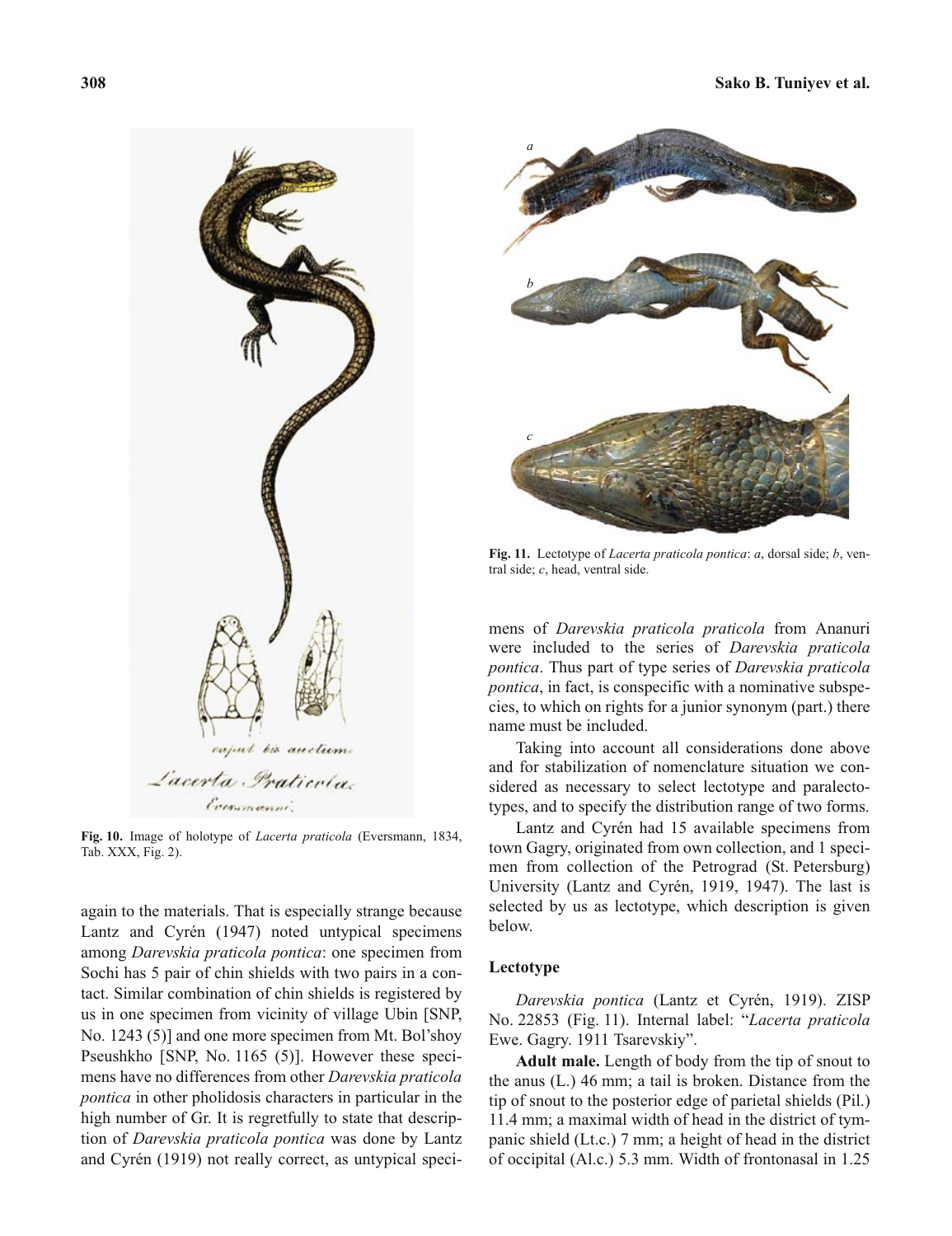Fig. 10. Image of holotype of *Lacerta praticola* (Eversmann, 1834, Tab. XXX, Fig. 2).

again to the materials. That is especially strange because Lantz and Cyrén (1947) noted untypical specimens among *Darevskia praticola pontica*: one specimen from Sochi has 5 pair of chin shields with two pairs in a contact. Similar combination of chin shields is registered by us in one specimen from vicinity of village Ubin [SNP, No. 1243 (5)] and one more specimen from Mt. Bol'shoy Pseushkho [SNP, No. 1165 (5)]. However these specimens have no differences from other *Darevskia praticola pontica* in other pholidosis characters in particular in the high number of Gr. It is regretfully to state that description of *Darevskia praticola pontica* was done by Lantz and Cyrén (1919) not really correct, as untypical specimens of *Darevskia praticola praticola* from Ananuri were included to the series of *Darevskia praticola pontica*. Thus part of type series of *Darevskia praticola pontica*, in fact, is conspecific with a nominative subspecies, to which on rights for a junior synonym (part.) there name must be included.

Fig. 11. Lectotype of *Lacerta praticola pontica*: *a*, dorsal side; *b*, ventral side; *c*, head, ventral side.

Taking into account all considerations done above and for stabilization of nomenclature situation we considered as necessary to select lectotype and paralectotypes, and to specify the distribution range of two forms.

Lantz and Cyrén had 15 available specimens from town Gagry, originated from own collection, and 1 specimen from collection of the Petrograd (St. Petersburg) University (Lantz and Cyrén, 1919, 1947). The last is selected by us as lectotype, which description is given below.

### Lectotype

*Darevskia pontica* (Lantz et Cyrén, 1919). ZISP No. 22853 (Fig. 11). Internal label: "*Lacerta praticola* Ewe. Gagry. 1911 Tsarevskiy".

**Adult male.** Length of body from the tip of snout to the anus (L.) 46 mm; a tail is broken. Distance from the tip of snout to the posterior edge of parietal shields (Pil.) 11.4 mm; a maximal width of head in the district of tympanic shield (Lt.c.) 7 mm; a height of head in the district of occipital (Al.c.) 5.3 mm. Width of frontonasal in 1.25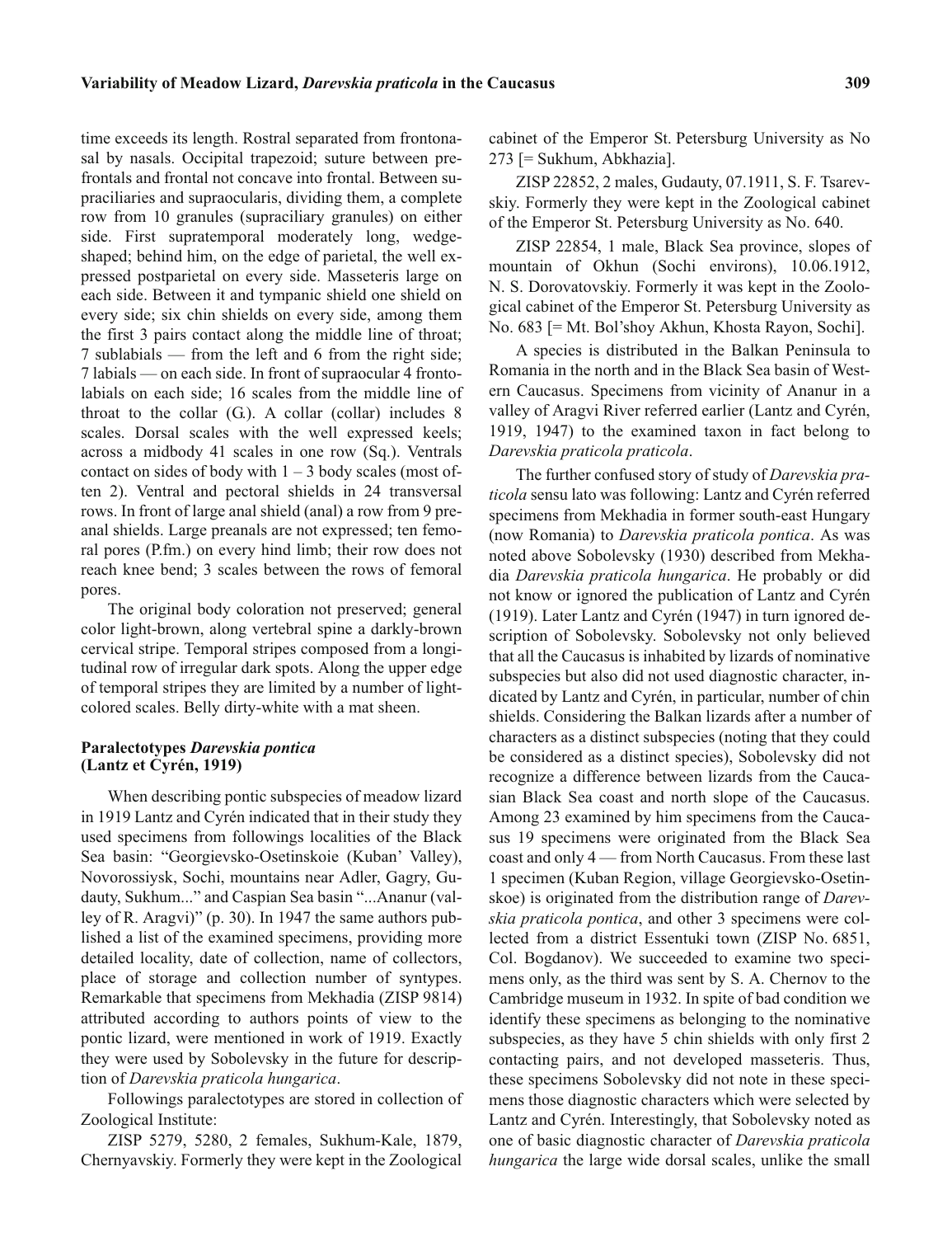time exceeds its length. Rostral separated from frontonasal by nasals. Occipital trapezoid; suture between prefrontals and frontal not concave into frontal. Between supraciliaries and supraocularis, dividing them, a complete row from 10 granules (supraciliary granules) on either side. First supratemporal moderately long, wedge-shaped; behind him, on the edge of parietal, the well expressed postparietal on every side. Masseteris large on each side. Between it and tympanic shield one shield on every side; six chin shields on every side, among them the first 3 pairs contact along the middle line of throat; 7 sublabials — from the left and 6 from the right side; 7 labials — on each side. In front of supraocular 4 frontolabials on each side; 16 scales from the middle line of throat to the collar (G.). A collar (collar) includes 8 scales. Dorsal scales with the well expressed keels; across a midbody 41 scales in one row (Sq.). Ventrals contact on sides of body with 1 – 3 body scales (most often 2). Ventral and pectoral shields in 24 transversal rows. In front of large anal shield (anal) a row from 9 preanal shields. Large preanals are not expressed; ten femoral pores (P.fm.) on every hind limb; their row does not reach knee bend; 3 scales between the rows of femoral pores.

The original body coloration not preserved; general color light-brown, along vertebral spine a darkly-brown cervical stripe. Temporal stripes composed from a longitudinal row of irregular dark spots. Along the upper edge of temporal stripes they are limited by a number of light-colored scales. Belly dirty-white with a mat sheen.

### Paralectotypes *Darevskia pontica* (Lantz et Cyrén, 1919)

When describing pontic subspecies of meadow lizard in 1919 Lantz and Cyrén indicated that in their study they used specimens from followings localities of the Black Sea basin: "Georgievsko-Osetinskoie (Kuban' Valley), Novorossiysk, Sochi, mountains near Adler, Gagry, Gudauty, Sukhum..." and Caspian Sea basin "...Ananur (valley of R. Aragvi)" (p. 30). In 1947 the same authors published a list of the examined specimens, providing more detailed locality, date of collection, name of collectors, place of storage and collection number of syntypes. Remarkable that specimens from Mekhadia (ZISP 9814) attributed according to authors points of view to the pontic lizard, were mentioned in work of 1919. Exactly they were used by Sobolevsky in the future for description of *Darevskia praticola hungarica*.

Followings paralectotypes are stored in collection of Zoological Institute:

ZISP 5279, 5280, 2 females, Sukhum-Kale, 1879, Chernyavskiy. Formerly they were kept in the Zoological cabinet of the Emperor St. Petersburg University as No 273 [= Sukhum, Abkhazia].

ZISP 22852, 2 males, Gudauty, 07.1911, S. F. Tsarevskiy. Formerly they were kept in the Zoological cabinet of the Emperor St. Petersburg University as No. 640.

ZISP 22854, 1 male, Black Sea province, slopes of mountain of Okhun (Sochi environs), 10.06.1912, N. S. Dorovatovskiy. Formerly it was kept in the Zoological cabinet of the Emperor St. Petersburg University as No. 683 [= Mt. Bol'shoy Akhun, Khosta Rayon, Sochi].

A species is distributed in the Balkan Peninsula to Romania in the north and in the Black Sea basin of Western Caucasus. Specimens from vicinity of Ananur in a valley of Aragvi River referred earlier (Lantz and Cyrén, 1919, 1947) to the examined taxon in fact belong to *Darevskia praticola praticola*.

The further confused story of study of *Darevskia praticola* sensu lato was following: Lantz and Cyrén referred specimens from Mekhadia in former south-east Hungary (now Romania) to *Darevskia praticola pontica*. As was noted above Sobolevsky (1930) described from Mekhadia *Darevskia praticola hungarica*. He probably or did not know or ignored the publication of Lantz and Cyrén (1919). Later Lantz and Cyrén (1947) in turn ignored description of Sobolevsky. Sobolevsky not only believed that all the Caucasus is inhabited by lizards of nominative subspecies but also did not used diagnostic character, indicated by Lantz and Cyrén, in particular, number of chin shields. Considering the Balkan lizards after a number of characters as a distinct subspecies (noting that they could be considered as a distinct species), Sobolevsky did not recognize a difference between lizards from the Caucasian Black Sea coast and north slope of the Caucasus. Among 23 examined by him specimens from the Caucasus 19 specimens were originated from the Black Sea coast and only 4 — from North Caucasus. From these last 1 specimen (Kuban Region, village Georgievsko-Osetinskoe) is originated from the distribution range of *Darevskia praticola pontica*, and other 3 specimens were collected from a district Essentuki town (ZISP No. 6851, Col. Bogdanov). We succeeded to examine two specimens only, as the third was sent by S. A. Chernov to the Cambridge museum in 1932. In spite of bad condition we identify these specimens as belonging to the nominative subspecies, as they have 5 chin shields with only first 2 contacting pairs, and not developed masseteris. Thus, these specimens Sobolevsky did not note in these specimens those diagnostic characters which were selected by Lantz and Cyrén. Interestingly, that Sobolevsky noted as one of basic diagnostic character of *Darevskia praticola hungarica* the large wide dorsal scales, unlike the small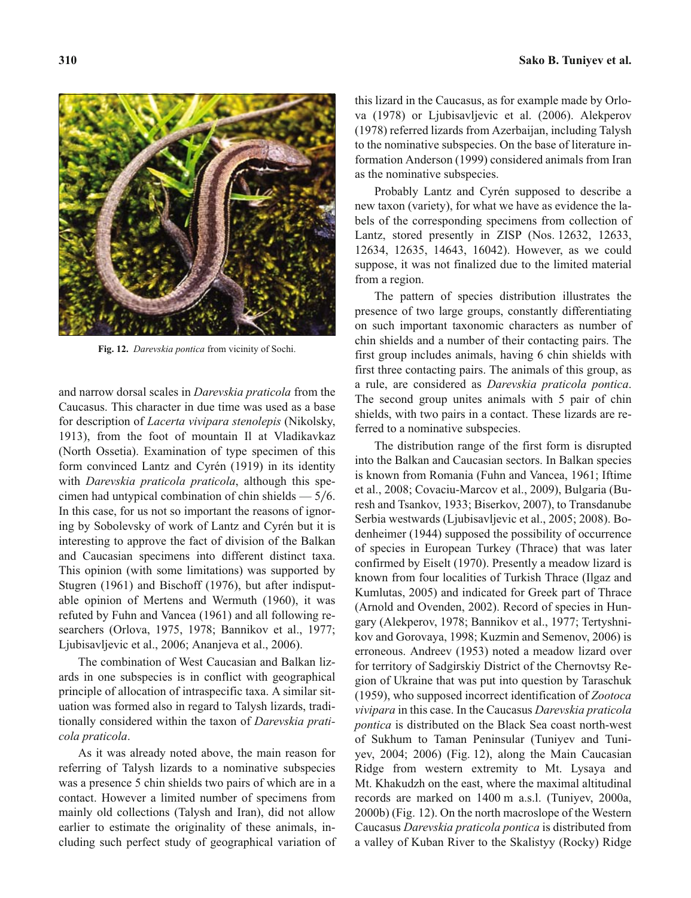Fig. 12. *Darevskia pontica* from vicinity of Sochi.

and narrow dorsal scales in *Darevskia praticola* from the Caucasus. This character in due time was used as a base for description of *Lacerta vivipara stenolepis* (Nikolsky, 1913), from the foot of mountain Il at Vladikavkaz (North Ossetia). Examination of type specimen of this form convinced Lantz and Cyrén (1919) in its identity with *Darevskia praticola praticola*, although this specimen had untypical combination of chin shields — 5/6. In this case, for us not so important the reasons of ignoring by Sobolevsky of work of Lantz and Cyrén but it is interesting to approve the fact of division of the Balkan and Caucasian specimens into different distinct taxa. This opinion (with some limitations) was supported by Stugren (1961) and Bischoff (1976), but after indisputable opinion of Mertens and Wermuth (1960), it was refuted by Fuhn and Vancea (1961) and all following researchers (Orlova, 1975, 1978; Bannikov et al., 1977; Ljubisavljevic et al., 2006; Ananjeva et al., 2006).

The combination of West Caucasian and Balkan lizards in one subspecies is in conflict with geographical principle of allocation of intraspecific taxa. A similar situation was formed also in regard to Talysh lizards, traditionally considered within the taxon of *Darevskia praticola praticola*.

As it was already noted above, the main reason for referring of Talysh lizards to a nominative subspecies was a presence 5 chin shields two pairs of which are in a contact. However a limited number of specimens from mainly old collections (Talysh and Iran), did not allow earlier to estimate the originality of these animals, including such perfect study of geographical variation of this lizard in the Caucasus, as for example made by Orlova (1978) or Ljubisavljevic et al. (2006). Alekperov (1978) referred lizards from Azerbaijan, including Talysh to the nominative subspecies. On the base of literature information Anderson (1999) considered animals from Iran as the nominative subspecies.

Probably Lantz and Cyrén supposed to describe a new taxon (variety), for what we have as evidence the labels of the corresponding specimens from collection of Lantz, stored presently in ZISP (Nos. 12632, 12633, 12634, 12635, 14643, 16042). However, as we could suppose, it was not finalized due to the limited material from a region.

The pattern of species distribution illustrates the presence of two large groups, constantly differentiating on such important taxonomic characters as number of chin shields and a number of their contacting pairs. The first group includes animals, having 6 chin shields with first three contacting pairs. The animals of this group, as a rule, are considered as *Darevskia praticola pontica*. The second group unites animals with 5 pair of chin shields, with two pairs in a contact. These lizards are referred to a nominative subspecies.

The distribution range of the first form is disrupted into the Balkan and Caucasian sectors. In Balkan species is known from Romania (Fuhn and Vancea, 1961; Iftime et al., 2008; Covaciu-Marcov et al., 2009), Bulgaria (Buresh and Tsankov, 1933; Biserkov, 2007), to Transdanube Serbia westwards (Ljubisavljevic et al., 2005; 2008). Bodenheimer (1944) supposed the possibility of occurrence of species in European Turkey (Thrace) that was later confirmed by Eiselt (1970). Presently a meadow lizard is known from four localities of Turkish Thrace (Ilgaz and Kumlutas, 2005) and indicated for Greek part of Thrace (Arnold and Ovenden, 2002). Record of species in Hungary (Alekperov, 1978; Bannikov et al., 1977; Tertyshnikov and Gorovaya, 1998; Kuzmin and Semenov, 2006) is erroneous. Andreev (1953) noted a meadow lizard over for territory of Sadgirskiy District of the Chernovtsy Region of Ukraine that was put into question by Taraschuk (1959), who supposed incorrect identification of *Zootoca vivipara* in this case. In the Caucasus *Darevskia praticola pontica* is distributed on the Black Sea coast north-west of Sukhum to Taman Peninsular (Tuniyev and Tuniyev, 2004; 2006) (Fig. 12), along the Main Caucasian Ridge from western extremity to Mt. Lysaya and Mt. Khakudzh on the east, where the maximal altitudinal records are marked on 1400 m a.s.l. (Tuniyev, 2000a, 2000b) (Fig. 12). On the north macroslope of the Western Caucasus *Darevskia praticola pontica* is distributed from a valley of Kuban River to the Skalistyy (Rocky) Ridge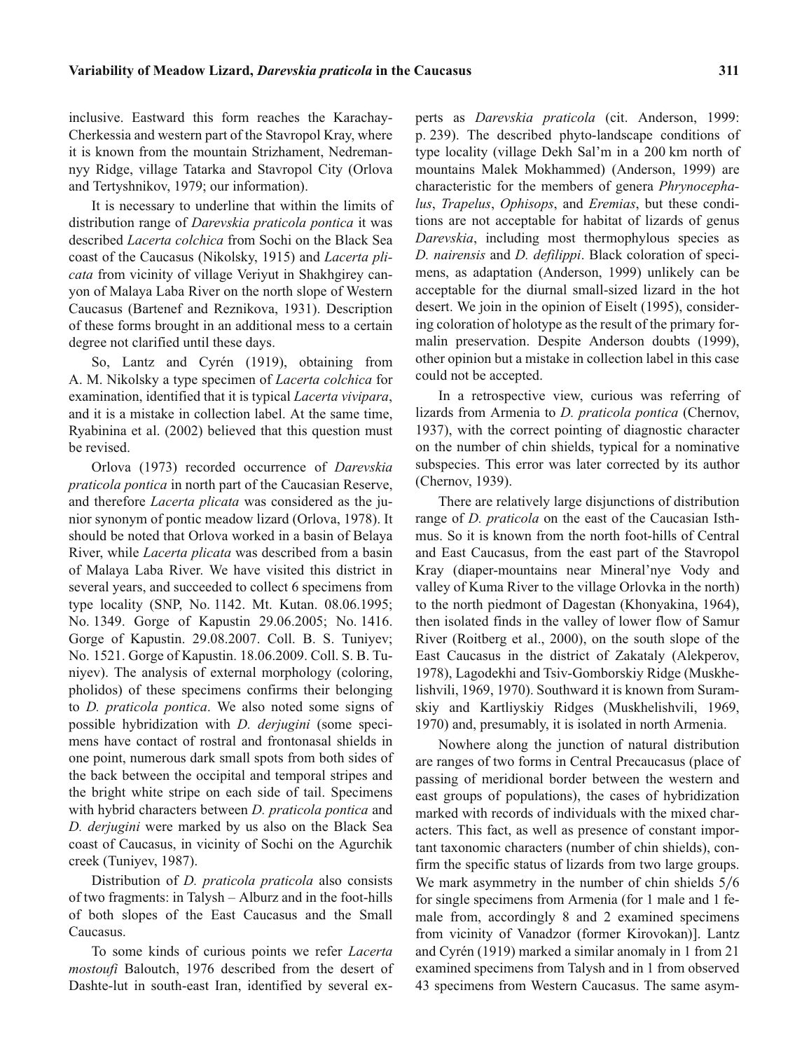inclusive. Eastward this form reaches the Karachay-Cherkessia and western part of the Stavropol Kray, where it is known from the mountain Strizhament, Nedremannyy Ridge, village Tatarka and Stavropol City (Orlova and Tertyshnikov, 1979; our information).

It is necessary to underline that within the limits of distribution range of *Darevskia praticola pontica* it was described *Lacerta colchica* from Sochi on the Black Sea coast of the Caucasus (Nikolsky, 1915) and *Lacerta plicata* from vicinity of village Veriyut in Shakhgirey canyon of Malaya Laba River on the north slope of Western Caucasus (Bartenef and Reznikova, 1931). Description of these forms brought in an additional mess to a certain degree not clarified until these days.

So, Lantz and Cyrén (1919), obtaining from A. M. Nikolsky a type specimen of *Lacerta colchica* for examination, identified that it is typical *Lacerta vivipara*, and it is a mistake in collection label. At the same time, Ryabinina et al. (2002) believed that this question must be revised.

Orlova (1973) recorded occurrence of *Darevskia praticola pontica* in north part of the Caucasian Reserve, and therefore *Lacerta plicata* was considered as the junior synonym of pontic meadow lizard (Orlova, 1978). It should be noted that Orlova worked in a basin of Belaya River, while *Lacerta plicata* was described from a basin of Malaya Laba River. We have visited this district in several years, and succeeded to collect 6 specimens from type locality (SNP, No. 1142. Mt. Kutan. 08.06.1995; No. 1349. Gorge of Kapustin 29.06.2005; No. 1416. Gorge of Kapustin. 29.08.2007. Coll. B. S. Tuniyev; No. 1521. Gorge of Kapustin. 18.06.2009. Coll. S. B. Tuniyev). The analysis of external morphology (coloring, pholidos) of these specimens confirms their belonging to *D. praticola pontica*. We also noted some signs of possible hybridization with *D. derjugini* (some specimens have contact of rostral and frontonasal shields in one point, numerous dark small spots from both sides of the back between the occipital and temporal stripes and the bright white stripe on each side of tail. Specimens with hybrid characters between *D. praticola pontica* and *D. derjugini* were marked by us also on the Black Sea coast of Caucasus, in vicinity of Sochi on the Agurchik creek (Tuniyev, 1987).

Distribution of *D. praticola praticola* also consists of two fragments: in Talysh – Alburz and in the foot-hills of both slopes of the East Caucasus and the Small Caucasus.

To some kinds of curious points we refer *Lacerta mostoufi* Baloutch, 1976 described from the desert of Dashte-lut in south-east Iran, identified by several experts as *Darevskia praticola* (cit. Anderson, 1999: p. 239). The described phyto-landscape conditions of type locality (village Dekh Sal'm in a 200 km north of mountains Malek Mokhammed) (Anderson, 1999) are characteristic for the members of genera *Phrynocephalus*, *Trapelus*, *Ophisops*, and *Eremias*, but these conditions are not acceptable for habitat of lizards of genus *Darevskia*, including most thermophylous species as *D. nairensis* and *D. defilippi*. Black coloration of specimens, as adaptation (Anderson, 1999) unlikely can be acceptable for the diurnal small-sized lizard in the hot desert. We join in the opinion of Eiselt (1995), considering coloration of holotype as the result of the primary formalin preservation. Despite Anderson doubts (1999), other opinion but a mistake in collection label in this case could not be accepted.

In a retrospective view, curious was referring of lizards from Armenia to *D. praticola pontica* (Chernov, 1937), with the correct pointing of diagnostic character on the number of chin shields, typical for a nominative subspecies. This error was later corrected by its author (Chernov, 1939).

There are relatively large disjunctions of distribution range of *D. praticola* on the east of the Caucasian Isthmus. So it is known from the north foot-hills of Central and East Caucasus, from the east part of the Stavropol Kray (diaper-mountains near Mineral'nye Vody and valley of Kuma River to the village Orlovka in the north) to the north piedmont of Dagestan (Khonyakina, 1964), then isolated finds in the valley of lower flow of Samur River (Roitberg et al., 2000), on the south slope of the East Caucasus in the district of Zakataly (Alekperov, 1978), Lagodekhi and Tsiv-Gomborskiy Ridge (Muskhelishvili, 1969, 1970). Southward it is known from Suramskiy and Kartliyskiy Ridges (Muskhelishvili, 1969, 1970) and, presumably, it is isolated in north Armenia.

Nowhere along the junction of natural distribution are ranges of two forms in Central Precaucasus (place of passing of meridional border between the western and east groups of populations), the cases of hybridization marked with records of individuals with the mixed characters. This fact, as well as presence of constant important taxonomic characters (number of chin shields), confirm the specific status of lizards from two large groups. We mark asymmetry in the number of chin shields 5/6 for single specimens from Armenia (for 1 male and 1 female from, accordingly 8 and 2 examined specimens from vicinity of Vanadzor (former Kirovokan)]. Lantz and Cyrén (1919) marked a similar anomaly in 1 from 21 examined specimens from Talysh and in 1 from observed 43 specimens from Western Caucasus. The same asym-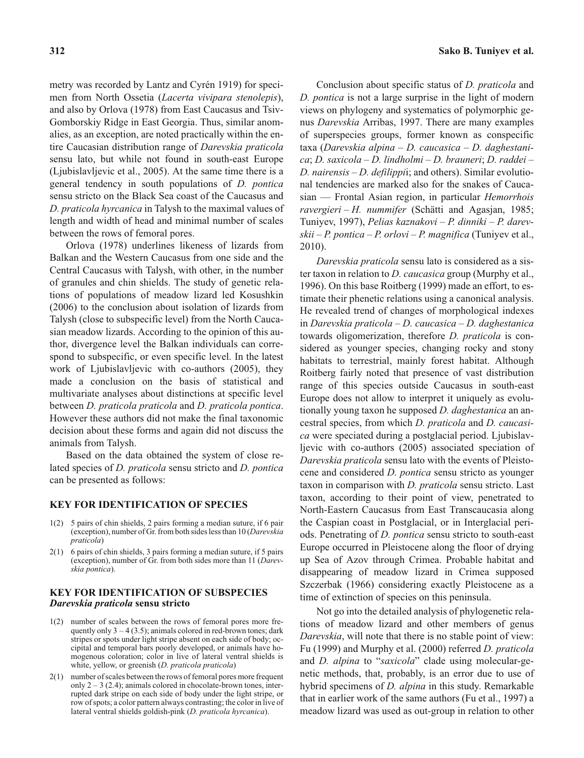metry was recorded by Lantz and Cyrén 1919) for specimen from North Ossetia (*Lacerta vivipara stenolepis*), and also by Orlova (1978) from East Caucasus and Tsiv-Gomborskiy Ridge in East Georgia. Thus, similar anomalies, as an exception, are noted practically within the entire Caucasian distribution range of *Darevskia praticola* sensu lato, but while not found in south-east Europe (Ljubislavljevic et al., 2005). At the same time there is a general tendency in south populations of *D. pontica* sensu stricto on the Black Sea coast of the Caucasus and *D. praticola hyrcanica* in Talysh to the maximal values of length and width of head and minimal number of scales between the rows of femoral pores.

Orlova (1978) underlines likeness of lizards from Balkan and the Western Caucasus from one side and the Central Caucasus with Talysh, with other, in the number of granules and chin shields. The study of genetic relations of populations of meadow lizard led Kosushkin (2006) to the conclusion about isolation of lizards from Talysh (close to subspecific level) from the North Caucasian meadow lizards. According to the opinion of this author, divergence level the Balkan individuals can correspond to subspecific, or even specific level. In the latest work of Ljubislavljevic with co-authors (2005), they made a conclusion on the basis of statistical and multivariate analyses about distinctions at specific level between *D. praticola praticola* and *D. praticola pontica*. However these authors did not make the final taxonomic decision about these forms and again did not discuss the animals from Talysh.

Based on the data obtained the system of close related species of *D. praticola* sensu stricto and *D. pontica* can be presented as follows:

## KEY FOR IDENTIFICATION OF SPECIES

1(2) 5 pairs of chin shields, 2 pairs forming a median suture, if 6 pair (exception), number of Gr. from both sides less than 10 (*Darevskia praticola*)

2(1) 6 pairs of chin shields, 3 pairs forming a median suture, if 5 pairs (exception), number of Gr. from both sides more than 11 (*Darevskia pontica*).

## KEY FOR IDENTIFICATION OF SUBSPECIES *Darevskia praticola* sensu stricto

1(2) number of scales between the rows of femoral pores more frequently only 3 – 4 (3.5); animals colored in red-brown tones; dark stripes or spots under light stripe absent on each side of body; occipital and temporal bars poorly developed, or animals have homogenous coloration; color in live of lateral ventral shields is white, yellow, or greenish (*D. praticola praticola*)

2(1) number of scales between the rows of femoral pores more frequent only 2 – 3 (2.4); animals colored in chocolate-brown tones, interrupted dark stripe on each side of body under the light stripe, or row of spots; a color pattern always contrasting; the color in live of lateral ventral shields goldish-pink (*D. praticola hyrcanica*).

Conclusion about specific status of *D. praticola* and *D. pontica* is not a large surprise in the light of modern views on phylogeny and systematics of polymorphic genus *Darevskia* Arribas, 1997. There are many examples of superspecies groups, former known as conspecific taxa (*Darevskia alpina* – *D. caucasica* – *D. daghestanica*; *D. saxicola* – *D. lindholmi* – *D. brauneri*; *D. raddei* – *D. nairensis* – *D. defilippii*; and others). Similar evolutional tendencies are marked also for the snakes of Caucasian — Frontal Asian region, in particular *Hemorrhois ravergieri* – *H. nummifer* (Schätti and Agasjan, 1985; Tuniyev, 1997), *Pelias kaznakovi* – *P. dinniki* – *P. darevskii* – *P. pontica* – *P. orlovi* – *P. magnifica* (Tuniyev et al., 2010).

*Darevskia praticola* sensu lato is considered as a sister taxon in relation to *D. caucasica* group (Murphy et al., 1996). On this base Roitberg (1999) made an effort, to estimate their phenetic relations using a canonical analysis. He revealed trend of changes of morphological indexes in *Darevskia praticola* – *D. caucasica* – *D. daghestanica* towards oligomerization, therefore *D. praticola* is considered as younger species, changing rocky and stony habitats to terrestrial, mainly forest habitat. Although Roitberg fairly noted that presence of vast distribution range of this species outside Caucasus in south-east Europe does not allow to interpret it uniquely as evolutionally young taxon he supposed *D. daghestanica* an ancestral species, from which *D. praticola* and *D. caucasica* were speciated during a postglacial period. Ljubislavljevic with co-authors (2005) associated speciation of *Darevskia praticola* sensu lato with the events of Pleistocene and considered *D. pontica* sensu stricto as younger taxon in comparison with *D. praticola* sensu stricto. Last taxon, according to their point of view, penetrated to North-Eastern Caucasus from East Transcaucasia along the Caspian coast in Postglacial, or in Interglacial periods. Penetrating of *D. pontica* sensu stricto to south-east Europe occurred in Pleistocene along the floor of drying up Sea of Azov through Crimea. Probable habitat and disappearing of meadow lizard in Crimea supposed Szczerbak (1966) considering exactly Pleistocene as a time of extinction of species on this peninsula.

Not go into the detailed analysis of phylogenetic relations of meadow lizard and other members of genus *Darevskia*, will note that there is no stable point of view: Fu (1999) and Murphy et al. (2000) referred *D. praticola* and *D. alpina* to "*saxicola*" clade using molecular-genetic methods, that, probably, is an error due to use of hybrid specimens of *D. alpina* in this study. Remarkable that in earlier work of the same authors (Fu et al., 1997) a meadow lizard was used as out-group in relation to other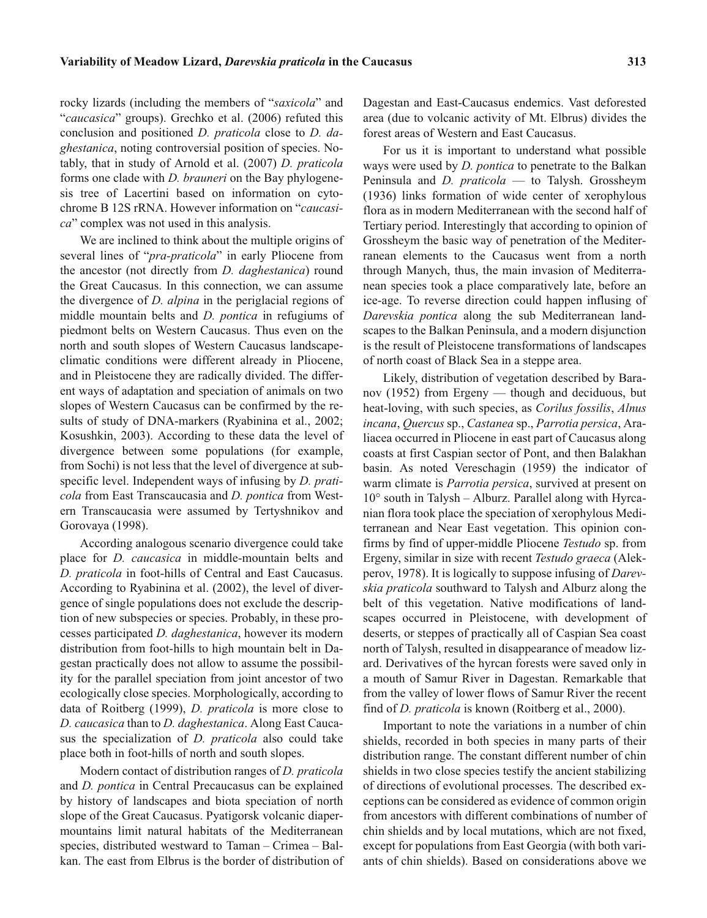rocky lizards (including the members of "*saxicola*" and "*caucasica*" groups). Grechko et al. (2006) refuted this conclusion and positioned *D. praticola* close to *D. daghestanica*, noting controversial position of species. Notably, that in study of Arnold et al. (2007) *D. praticola* forms one clade with *D. brauneri* on the Bay phylogenesis tree of Lacertini based on information on cytochrome B 12S rRNA. However information on "*caucasica*" complex was not used in this analysis.

We are inclined to think about the multiple origins of several lines of "*pra-praticola*" in early Pliocene from the ancestor (not directly from *D. daghestanica*) round the Great Caucasus. In this connection, we can assume the divergence of *D. alpina* in the periglacial regions of middle mountain belts and *D. pontica* in refugiums of piedmont belts on Western Caucasus. Thus even on the north and south slopes of Western Caucasus landscape-climatic conditions were different already in Pliocene, and in Pleistocene they are radically divided. The different ways of adaptation and speciation of animals on two slopes of Western Caucasus can be confirmed by the results of study of DNA-markers (Ryabinina et al., 2002; Kosushkin, 2003). According to these data the level of divergence between some populations (for example, from Sochi) is not less that the level of divergence at subspecific level. Independent ways of infusing by *D. praticola* from East Transcaucasia and *D. pontica* from Western Transcaucasia were assumed by Tertyshnikov and Gorovaya (1998).

According analogous scenario divergence could take place for *D. caucasica* in middle-mountain belts and *D. praticola* in foot-hills of Central and East Caucasus. According to Ryabinina et al. (2002), the level of divergence of single populations does not exclude the description of new subspecies or species. Probably, in these processes participated *D. daghestanica*, however its modern distribution from foot-hills to high mountain belt in Dagestan practically does not allow to assume the possibility for the parallel speciation from joint ancestor of two ecologically close species. Morphologically, according to data of Roitberg (1999), *D. praticola* is more close to *D. caucasica* than to *D. daghestanica*. Along East Caucasus the specialization of *D. praticola* also could take place both in foot-hills of north and south slopes.

Modern contact of distribution ranges of *D. praticola* and *D. pontica* in Central Precaucasus can be explained by history of landscapes and biota speciation of north slope of the Great Caucasus. Pyatigorsk volcanic diaper-mountains limit natural habitats of the Mediterranean species, distributed westward to Taman – Crimea – Balkan. The east from Elbrus is the border of distribution of Dagestan and East-Caucasus endemics. Vast deforested area (due to volcanic activity of Mt. Elbrus) divides the forest areas of Western and East Caucasus.

For us it is important to understand what possible ways were used by *D. pontica* to penetrate to the Balkan Peninsula and *D. praticola* — to Talysh. Grossheym (1936) links formation of wide center of xerophylous flora as in modern Mediterranean with the second half of Tertiary period. Interestingly that according to opinion of Grossheym the basic way of penetration of the Mediterranean elements to the Caucasus went from a north through Manych, thus, the main invasion of Mediterranean species took a place comparatively late, before an ice-age. To reverse direction could happen influsing of *Darevskia pontica* along the sub Mediterranean landscapes to the Balkan Peninsula, and a modern disjunction is the result of Pleistocene transformations of landscapes of north coast of Black Sea in a steppe area.

Likely, distribution of vegetation described by Baranov (1952) from Ergeny — though and deciduous, but heat-loving, with such species, as *Corilus fossilis*, *Alnus incana*, *Quercus* sp., *Castanea* sp., *Parrotia persica*, Araliacea occurred in Pliocene in east part of Caucasus along coasts at first Caspian sector of Pont, and then Balakhan basin. As noted Vereschagin (1959) the indicator of warm climate is *Parrotia persica*, survived at present on 10° south in Talysh – Alburz. Parallel along with Hyrcanian flora took place the speciation of xerophylous Mediterranean and Near East vegetation. This opinion confirms by find of upper-middle Pliocene *Testudo* sp. from Ergeny, similar in size with recent *Testudo graeca* (Alekperov, 1978). It is logically to suppose infusing of *Darevskia praticola* southward to Talysh and Alburz along the belt of this vegetation. Native modifications of landscapes occurred in Pleistocene, with development of deserts, or steppes of practically all of Caspian Sea coast north of Talysh, resulted in disappearance of meadow lizard. Derivatives of the hyrcan forests were saved only in a mouth of Samur River in Dagestan. Remarkable that from the valley of lower flows of Samur River the recent find of *D. praticola* is known (Roitberg et al., 2000).

Important to note the variations in a number of chin shields, recorded in both species in many parts of their distribution range. The constant different number of chin shields in two close species testify the ancient stabilizing of directions of evolutional processes. The described exceptions can be considered as evidence of common origin from ancestors with different combinations of number of chin shields and by local mutations, which are not fixed, except for populations from East Georgia (with both variants of chin shields). Based on considerations above we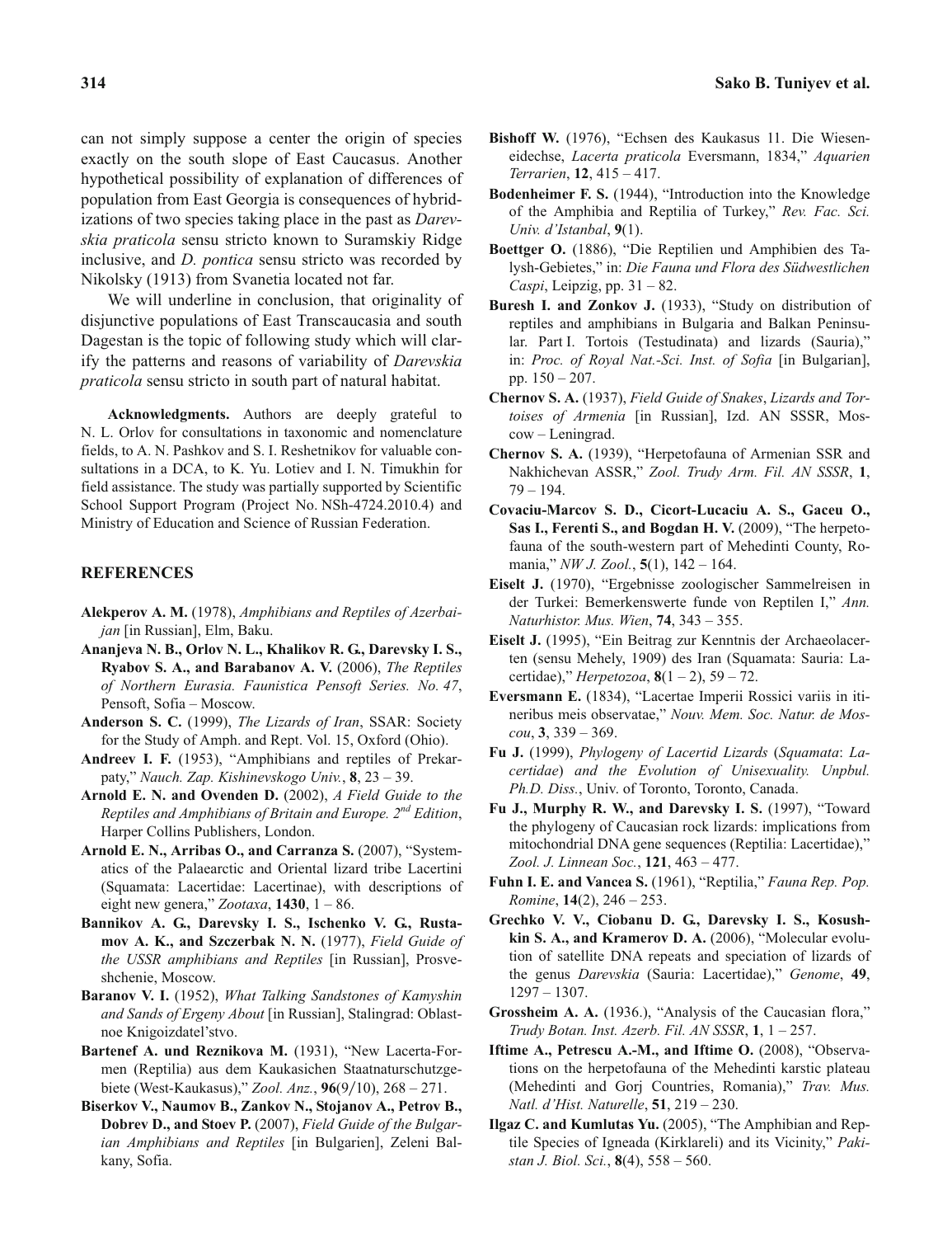can not simply suppose a center the origin of species exactly on the south slope of East Caucasus. Another hypothetical possibility of explanation of differences of population from East Georgia is consequences of hybridizations of two species taking place in the past as *Darevskia praticola* sensu stricto known to Suramskiy Ridge inclusive, and *D. pontica* sensu stricto was recorded by Nikolsky (1913) from Svanetia located not far.

We will underline in conclusion, that originality of disjunctive populations of East Transcaucasia and south Dagestan is the topic of following study which will clarify the patterns and reasons of variability of *Darevskia praticola* sensu stricto in south part of natural habitat.

**Acknowledgments.** Authors are deeply grateful to N. L. Orlov for consultations in taxonomic and nomenclature fields, to A. N. Pashkov and S. I. Reshetnikov for valuable consultations in a DCA, to K. Yu. Lotiev and I. N. Timukhin for field assistance. The study was partially supported by Scientific School Support Program (Project No. NSh-4724.2010.4) and Ministry of Education and Science of Russian Federation.

## REFERENCES

**Alekperov A. M.** (1978), *Amphibians and Reptiles of Azerbaijan* [in Russian], Elm, Baku.

**Ananjeva N. B., Orlov N. L., Khalikov R. G., Darevsky I. S., Ryabov S. A., and Barabanov A. V.** (2006), *The Reptiles of Northern Eurasia. Faunistica Pensoft Series. No. 47*, Pensoft, Sofia – Moscow.

**Anderson S. C.** (1999), *The Lizards of Iran*, SSAR: Society for the Study of Amph. and Rept. Vol. 15, Oxford (Ohio).

**Andreev I. F.** (1953), "Amphibians and reptiles of Prekarpaty," *Nauch. Zap. Kishinevskogo Univ.*, **8**, 23 – 39.

**Arnold E. N. and Ovenden D.** (2002), *A Field Guide to the Reptiles and Amphibians of Britain and Europe. 2nd Edition*, Harper Collins Publishers, London.

**Arnold E. N., Arribas O., and Carranza S.** (2007), "Systematics of the Palaearctic and Oriental lizard tribe Lacertini (Squamata: Lacertidae: Lacertinae), with descriptions of eight new genera," *Zootaxa*, **1430**, 1 – 86.

**Bannikov A. G., Darevsky I. S., Ischenko V. G., Rustamov A. K., and Szczerbak N. N.** (1977), *Field Guide of the USSR amphibians and Reptiles* [in Russian], Prosveshchenie, Moscow.

**Baranov V. I.** (1952), *What Talking Sandstones of Kamyshin and Sands of Ergeny About* [in Russian], Stalingrad: Oblastnoe Knigoizdatel'stvo.

**Bartenef A. und Reznikova M.** (1931), "New Lacerta-Formen (Reptilia) aus dem Kaukasichen Staatnaturschutzgebiete (West-Kaukasus)," *Zool. Anz.*, **96**(9/10), 268 – 271.

**Biserkov V., Naumov B., Zankov N., Stojanov A., Petrov B., Dobrev D., and Stoev P.** (2007), *Field Guide of the Bulgarian Amphibians and Reptiles* [in Bulgarien], Zeleni Balkany, Sofia.

**Bishoff W.** (1976), "Echsen des Kaukasus 11. Die Wieseneidechse, *Lacerta praticola* Eversmann, 1834," *Aquarien Terrarien*, **12**, 415 – 417.

**Bodenheimer F. S.** (1944), "Introduction into the Knowledge of the Amphibia and Reptilia of Turkey," *Rev. Fac. Sci. Univ. d'Istanbal*, **9**(1).

**Boettger O.** (1886), "Die Reptilien und Amphibien des Talysh-Gebietes," in: *Die Fauna und Flora des Südwestlichen Caspi*, Leipzig, pp. 31 – 82.

**Buresh I. and Zonkov J.** (1933), "Study on distribution of reptiles and amphibians in Bulgaria and Balkan Peninsular. Part I. Tortois (Testudinata) and lizards (Sauria)," in: *Proc. of Royal Nat.-Sci. Inst. of Sofia* [in Bulgarian], pp. 150 – 207.

**Chernov S. A.** (1937), *Field Guide of Snakes*, *Lizards and Tortoises of Armenia* [in Russian], Izd. AN SSSR, Moscow – Leningrad.

**Chernov S. A.** (1939), "Herpetofauna of Armenian SSR and Nakhichevan ASSR," *Zool. Trudy Arm. Fil. AN SSSR*, **1**, 79 – 194.

**Covaciu-Marcov S. D., Cicort-Lucaciu A. S., Gaceu O., Sas I., Ferenti S., and Bogdan H. V.** (2009), "The herpetofauna of the south-western part of Mehedinti County, Romania," *NW J. Zool.*, **5**(1), 142 – 164.

**Eiselt J.** (1970), "Ergebnisse zoologischer Sammelreisen in der Turkei: Bemerkenswerte funde von Reptilen I," *Ann. Naturhistor. Mus. Wien*, **74**, 343 – 355.

**Eiselt J.** (1995), "Ein Beitrag zur Kenntnis der Archaeolacerten (sensu Mehely, 1909) des Iran (Squamata: Sauria: Lacertidae)," *Herpetozoa*, **8**(1 – 2), 59 – 72.

**Eversmann E.** (1834), "Lacertae Imperii Rossici variis in itineribus meis observatae," *Nouv. Mem. Soc. Natur. de Moscou*, **3**, 339 – 369.

**Fu J.** (1999), *Phylogeny of Lacertid Lizards* (*Squamata*: *Lacertidae*) *and the Evolution of Unisexuality. Unpbul. Ph.D. Diss.*, Univ. of Toronto, Toronto, Canada.

**Fu J., Murphy R. W., and Darevsky I. S.** (1997), "Toward the phylogeny of Caucasian rock lizards: implications from mitochondrial DNA gene sequences (Reptilia: Lacertidae)," *Zool. J. Linnean Soc.*, **121**, 463 – 477.

**Fuhn I. E. and Vancea S.** (1961), "Reptilia," *Fauna Rep. Pop. Romine*, **14**(2), 246 – 253.

**Grechko V. V., Ciobanu D. G., Darevsky I. S., Kosushkin S. A., and Kramerov D. A.** (2006), "Molecular evolution of satellite DNA repeats and speciation of lizards of the genus *Darevskia* (Sauria: Lacertidae)," *Genome*, **49**, 1297 – 1307.

**Grossheim A. A.** (1936.), "Analysis of the Caucasian flora," *Trudy Botan. Inst. Azerb. Fil. AN SSSR*, **1**, 1 – 257.

**Iftime A., Petrescu A.-M., and Iftime O.** (2008), "Observations on the herpetofauna of the Mehedinti karstic plateau (Mehedinti and Gorj Countries, Romania)," *Trav. Mus. Natl. d'Hist. Naturelle*, **51**, 219 – 230.

**Ilgaz C. and Kumlutas Yu.** (2005), "The Amphibian and Reptile Species of Igneada (Kirklareli) and its Vicinity," *Pakistan J. Biol. Sci.*, **8**(4), 558 – 560.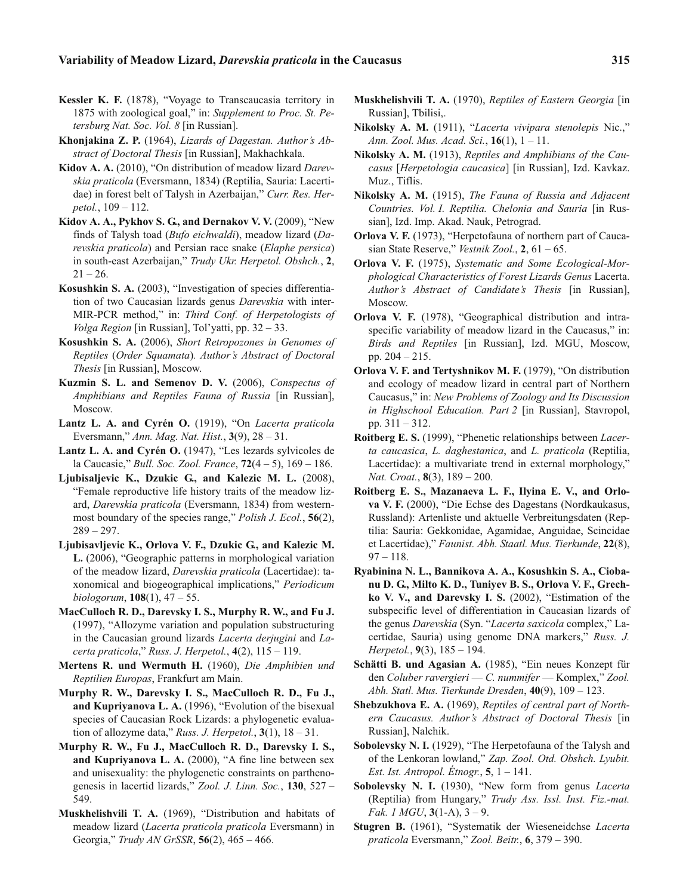**Kessler K. F.** (1878), "Voyage to Transcaucasia territory in 1875 with zoological goal," in: *Supplement to Proc. St. Petersburg Nat. Soc. Vol. 8* [in Russian].

**Khonjakina Z. P.** (1964), *Lizards of Dagestan. Author's Abstract of Doctoral Thesis* [in Russian], Makhachkala.

**Kidov A. A.** (2010), "On distribution of meadow lizard *Darevskia praticola* (Eversmann, 1834) (Reptilia, Sauria: Lacertidae) in forest belt of Talysh in Azerbaijan," *Curr. Res. Herpetol.*, 109 – 112.

**Kidov A. A., Pykhov S. G., and Dernakov V. V.** (2009), "New finds of Talysh toad (*Bufo eichwaldi*), meadow lizard (*Darevskia praticola*) and Persian race snake (*Elaphe persica*) in south-east Azerbaijan," *Trudy Ukr. Herpetol. Obshch.*, **2**, 21 – 26.

**Kosushkin S. A.** (2003), "Investigation of species differentiation of two Caucasian lizards genus *Darevskia* with inter-MIR-PCR method," in: *Third Conf. of Herpetologists of Volga Region* [in Russian], Tol'yatti, pp. 32 – 33.

**Kosushkin S. A.** (2006), *Short Retropozones in Genomes of Reptiles* (*Order Squamata*). *Author's Abstract of Doctoral Thesis* [in Russian], Moscow.

**Kuzmin S. L. and Semenov D. V.** (2006), *Conspectus of Amphibians and Reptiles Fauna of Russia* [in Russian], Moscow.

**Lantz L. A. and Cyrén O.** (1919), "On *Lacerta praticola* Eversmann," *Ann. Mag. Nat. Hist.*, **3**(9), 28 – 31.

**Lantz L. A. and Cyrén O.** (1947), "Les lezards sylvicoles de la Caucasie," *Bull. Soc. Zool. France*, **72**(4 – 5), 169 – 186.

**Ljubisaljevic K., Dzukic G., and Kalezic M. L.** (2008), "Female reproductive life history traits of the meadow lizard, *Darevskia praticola* (Eversmann, 1834) from westernmost boundary of the species range," *Polish J. Ecol.*, **56**(2), 289 – 297.

**Ljubisavljevic K., Orlova V. F., Dzukic G., and Kalezic M. L.** (2006), "Geographic patterns in morphological variation of the meadow lizard, *Darevskia praticola* (Lacertidae): taxonomical and biogeographical implications," *Periodicum biologorum*, **108**(1), 47 – 55.

**MacCulloch R. D., Darevsky I. S., Murphy R. W., and Fu J.** (1997), "Allozyme variation and population substructuring in the Caucasian ground lizards *Lacerta derjugini* and *Lacerta praticola*," *Russ. J. Herpetol.*, **4**(2), 115 – 119.

**Mertens R. und Wermuth H.** (1960), *Die Amphibien und Reptilien Europas*, Frankfurt am Main.

**Murphy R. W., Darevsky I. S., MacCulloch R. D., Fu J., and Kupriyanova L. A.** (1996), "Evolution of the bisexual species of Caucasian Rock Lizards: a phylogenetic evaluation of allozyme data," *Russ. J. Herpetol.*, **3**(1), 18 – 31.

**Murphy R. W., Fu J., MacCulloch R. D., Darevsky I. S., and Kupriyanova L. A.** (2000), "A fine line between sex and unisexuality: the phylogenetic constraints on parthenogenesis in lacertid lizards," *Zool. J. Linn. Soc.*, **130**, 527 – 549.

**Muskhelishvili T. A.** (1969), "Distribution and habitats of meadow lizard (*Lacerta praticola praticola* Eversmann) in Georgia," *Trudy AN GrSSR*, **56**(2), 465 – 466.

**Muskhelishvili T. A.** (1970), *Reptiles of Eastern Georgia* [in Russian], Tbilisi,.

**Nikolsky A. M.** (1911), "*Lacerta vivipara stenolepis* Nic.," *Ann. Zool. Mus. Acad. Sci.*, **16**(1), 1 – 11.

**Nikolsky A. M.** (1913), *Reptiles and Amphibians of the Caucasus* [*Herpetologia caucasica*] [in Russian], Izd. Kavkaz. Muz., Tiflis.

**Nikolsky A. M.** (1915), *The Fauna of Russia and Adjacent Countries. Vol. I. Reptilia. Chelonia and Sauria* [in Russian], Izd. Imp. Akad. Nauk, Petrograd.

**Orlova V. F.** (1973), "Herpetofauna of northern part of Caucasian State Reserve," *Vestnik Zool.*, **2**, 61 – 65.

**Orlova V. F.** (1975), *Systematic and Some Ecological-Morphological Characteristics of Forest Lizards Genus* Lacerta. *Author's Abstract of Candidate's Thesis* [in Russian], Moscow.

**Orlova V. F.** (1978), "Geographical distribution and intraspecific variability of meadow lizard in the Caucasus," in: *Birds and Reptiles* [in Russian], Izd. MGU, Moscow, pp. 204 – 215.

**Orlova V. F. and Tertyshnikov M. F.** (1979), "On distribution and ecology of meadow lizard in central part of Northern Caucasus," in: *New Problems of Zoology and Its Discussion in Highschool Education. Part 2* [in Russian], Stavropol, pp. 311 – 312.

**Roitberg E. S.** (1999), "Phenetic relationships between *Lacerta caucasica*, *L. daghestanica*, and *L. praticola* (Reptilia, Lacertidae): a multivariate trend in external morphology," *Nat. Croat.*, **8**(3), 189 – 200.

**Roitberg E. S., Mazanaeva L. F., Ilyina E. V., and Orlova V. F.** (2000), "Die Echse des Dagestans (Nordkaukasus, Russland): Artenliste und aktuelle Verbreitungsdaten (Reptilia: Sauria: Gekkonidae, Agamidae, Anguidae, Scincidae et Lacertidae)," *Faunist. Abh. Staatl. Mus. Tierkunde*, **22**(8), 97 – 118.

**Ryabinina N. L., Bannikova A. A., Kosushkin S. A., Ciobanu D. G., Milto K. D., Tuniyev B. S., Orlova V. F., Grechko V. V., and Darevsky I. S.** (2002), "Estimation of the subspecific level of differentiation in Caucasian lizards of the genus *Darevskia* (Syn. "*Lacerta saxicola* complex," Lacertidae, Sauria) using genome DNA markers," *Russ. J. Herpetol.*, **9**(3), 185 – 194.

**Schätti B. und Agasian A.** (1985), "Ein neues Konzept für den *Coluber ravergieri* — *C. nummifer* — Komplex," *Zool. Abh. Statl. Mus. Tierkunde Dresden*, **40**(9), 109 – 123.

**Shebzukhova E. A.** (1969), *Reptiles of central part of Northern Caucasus. Author's Abstract of Doctoral Thesis* [in Russian], Nalchik.

**Sobolevsky N. I.** (1929), "The Herpetofauna of the Talysh and of the Lenkoran lowland," *Zap. Zool. Otd. Obshch. Lyubit. Est. Ist. Antropol. Étnogr.*, **5**, 1 – 141.

**Sobolevsky N. I.** (1930), "New form from genus *Lacerta* (Reptilia) from Hungary," *Trudy Ass. Issl. Inst. Fiz.-mat. Fak. 1 MGU*, **3**(1-A), 3 – 9.

**Stugren B.** (1961), "Systematik der Wieseneidchse *Lacerta praticola* Eversmann," *Zool. Beitr.*, **6**, 379 – 390.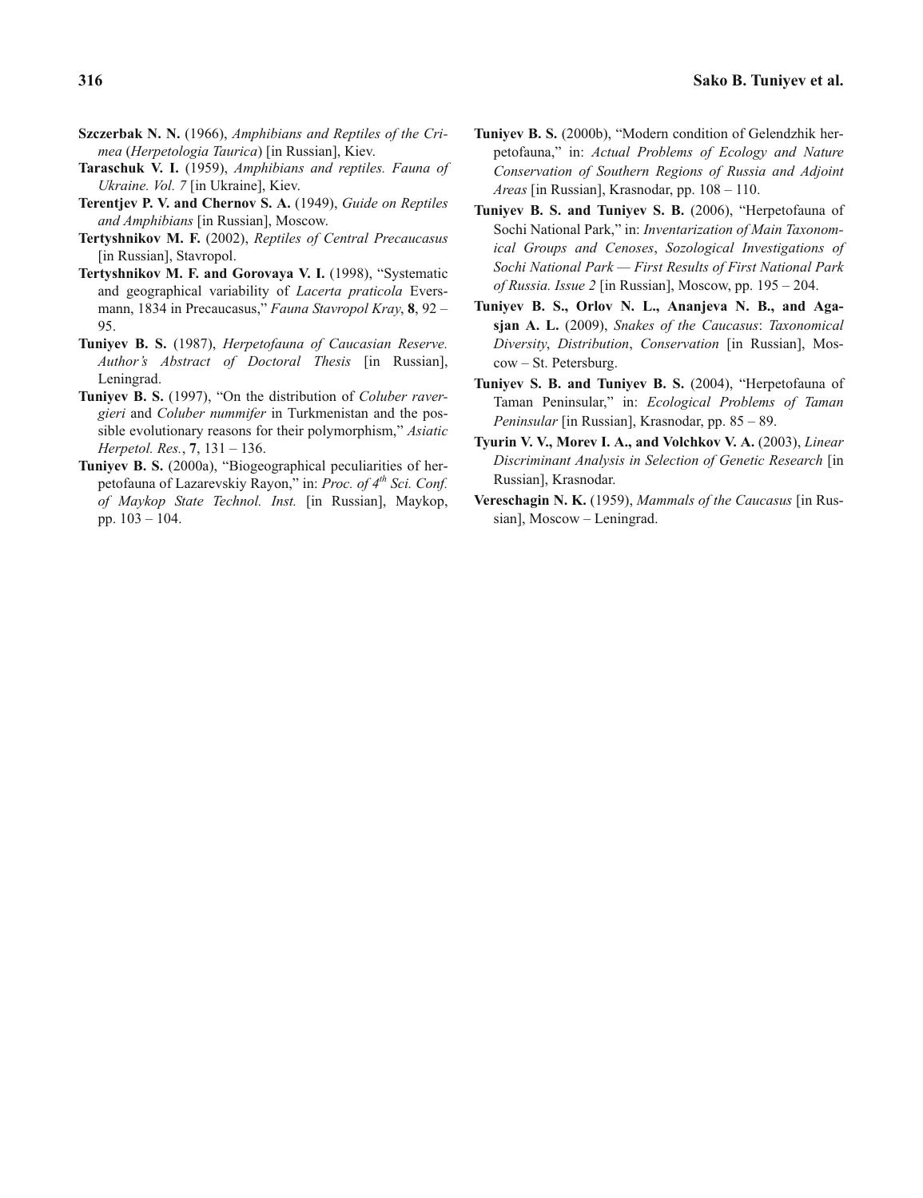**Szczerbak N. N.** (1966), *Amphibians and Reptiles of the Crimea* (*Herpetologia Taurica*) [in Russian], Kiev.

**Taraschuk V. I.** (1959), *Amphibians and reptiles. Fauna of Ukraine. Vol. 7* [in Ukraine], Kiev.

**Terentjev P. V. and Chernov S. A.** (1949), *Guide on Reptiles and Amphibians* [in Russian], Moscow.

**Tertyshnikov M. F.** (2002), *Reptiles of Central Precaucasus* [in Russian], Stavropol.

**Tertyshnikov M. F. and Gorovaya V. I.** (1998), "Systematic and geographical variability of *Lacerta praticola* Eversmann, 1834 in Precaucasus," *Fauna Stavropol Kray*, **8**, 92 – 95.

**Tuniyev B. S.** (1987), *Herpetofauna of Caucasian Reserve. Author's Abstract of Doctoral Thesis* [in Russian], Leningrad.

**Tuniyev B. S.** (1997), "On the distribution of *Coluber ravergieri* and *Coluber nummifer* in Turkmenistan and the possible evolutionary reasons for their polymorphism," *Asiatic Herpetol. Res.*, **7**, 131 – 136.

**Tuniyev B. S.** (2000a), "Biogeographical peculiarities of herpetofauna of Lazarevskiy Rayon," in: *Proc. of 4th Sci. Conf. of Maykop State Technol. Inst.* [in Russian], Maykop, pp. 103 – 104.

**Tuniyev B. S.** (2000b), "Modern condition of Gelendzhik herpetofauna," in: *Actual Problems of Ecology and Nature Conservation of Southern Regions of Russia and Adjoint Areas* [in Russian], Krasnodar, pp. 108 – 110.

**Tuniyev B. S. and Tuniyev S. B.** (2006), "Herpetofauna of Sochi National Park," in: *Inventarization of Main Taxonomical Groups and Cenoses*, *Sozological Investigations of Sochi National Park — First Results of First National Park of Russia. Issue 2* [in Russian], Moscow, pp. 195 – 204.

**Tuniyev B. S., Orlov N. L., Ananjeva N. B., and Agasjan A. L.** (2009), *Snakes of the Caucasus*: *Taxonomical Diversity*, *Distribution*, *Conservation* [in Russian], Moscow – St. Petersburg.

**Tuniyev S. B. and Tuniyev B. S.** (2004), "Herpetofauna of Taman Peninsular," in: *Ecological Problems of Taman Peninsular* [in Russian], Krasnodar, pp. 85 – 89.

**Tyurin V. V., Morev I. A., and Volchkov V. A.** (2003), *Linear Discriminant Analysis in Selection of Genetic Research* [in Russian], Krasnodar.

**Vereschagin N. K.** (1959), *Mammals of the Caucasus* [in Russian], Moscow – Leningrad.